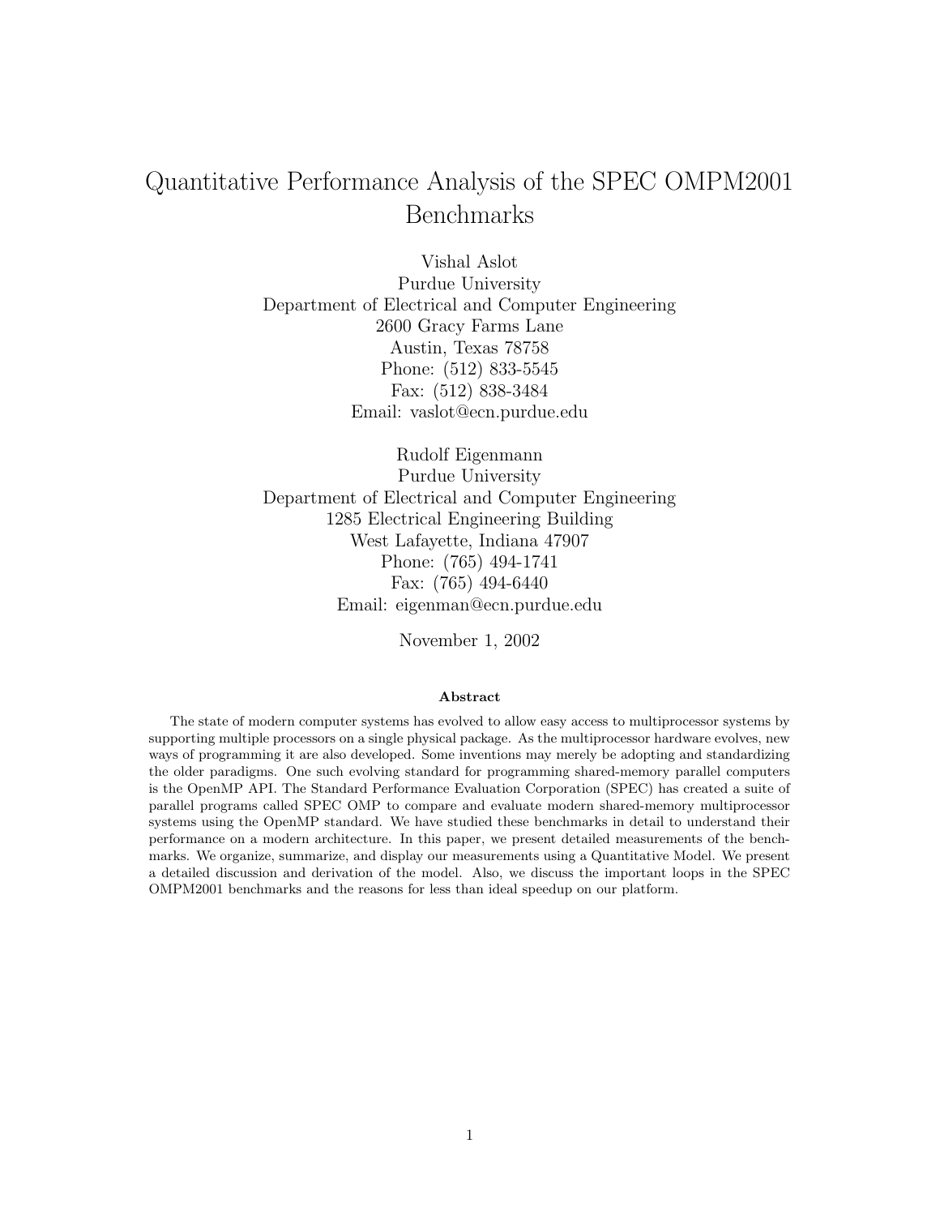# Quantitative Performance Analysis of the SPEC OMPM2001 Benchmarks

Vishal Aslot
Purdue University
Department of Electrical and Computer Engineering
2600 Gracy Farms Lane
Austin, Texas 78758
Phone: (512) 833-5545
Fax: (512) 838-3484
Email: vaslot@ecn.purdue.edu

Rudolf Eigenmann
Purdue University
Department of Electrical and Computer Engineering
1285 Electrical Engineering Building
West Lafayette, Indiana 47907
Phone: (765) 494-1741
Fax: (765) 494-6440
Email: eigenman@ecn.purdue.edu

November 1, 2002

**Abstract**

The state of modern computer systems has evolved to allow easy access to multiprocessor systems by supporting multiple processors on a single physical package. As the multiprocessor hardware evolves, new ways of programming it are also developed. Some inventions may merely be adopting and standardizing the older paradigms. One such evolving standard for programming shared-memory parallel computers is the OpenMP API. The Standard Performance Evaluation Corporation (SPEC) has created a suite of parallel programs called SPEC OMP to compare and evaluate modern shared-memory multiprocessor systems using the OpenMP standard. We have studied these benchmarks in detail to understand their performance on a modern architecture. In this paper, we present detailed measurements of the benchmarks. We organize, summarize, and display our measurements using a Quantitative Model. We present a detailed discussion and derivation of the model. Also, we discuss the important loops in the SPEC OMPM2001 benchmarks and the reasons for less than ideal speedup on our platform.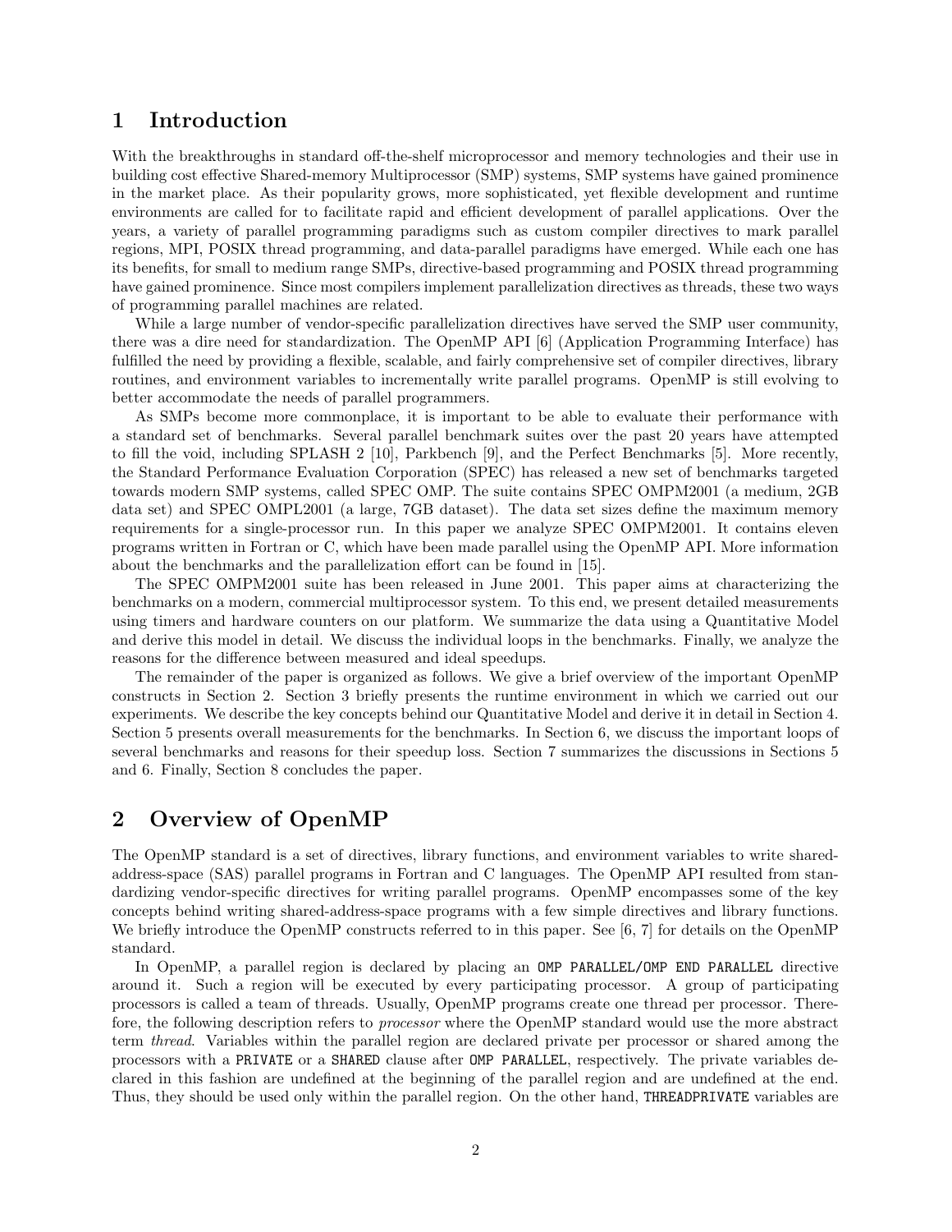# 1 Introduction

With the breakthroughs in standard off-the-shelf microprocessor and memory technologies and their use in building cost effective Shared-memory Multiprocessor (SMP) systems, SMP systems have gained prominence in the market place. As their popularity grows, more sophisticated, yet flexible development and runtime environments are called for to facilitate rapid and efficient development of parallel applications. Over the years, a variety of parallel programming paradigms such as custom compiler directives to mark parallel regions, MPI, POSIX thread programming, and data-parallel paradigms have emerged. While each one has its benefits, for small to medium range SMPs, directive-based programming and POSIX thread programming have gained prominence. Since most compilers implement parallelization directives as threads, these two ways of programming parallel machines are related.

While a large number of vendor-specific parallelization directives have served the SMP user community, there was a dire need for standardization. The OpenMP API [6] (Application Programming Interface) has fulfilled the need by providing a flexible, scalable, and fairly comprehensive set of compiler directives, library routines, and environment variables to incrementally write parallel programs. OpenMP is still evolving to better accommodate the needs of parallel programmers.

As SMPs become more commonplace, it is important to be able to evaluate their performance with a standard set of benchmarks. Several parallel benchmark suites over the past 20 years have attempted to fill the void, including SPLASH 2 [10], Parkbench [9], and the Perfect Benchmarks [5]. More recently, the Standard Performance Evaluation Corporation (SPEC) has released a new set of benchmarks targeted towards modern SMP systems, called SPEC OMP. The suite contains SPEC OMPM2001 (a medium, 2GB data set) and SPEC OMPL2001 (a large, 7GB dataset). The data set sizes define the maximum memory requirements for a single-processor run. In this paper we analyze SPEC OMPM2001. It contains eleven programs written in Fortran or C, which have been made parallel using the OpenMP API. More information about the benchmarks and the parallelization effort can be found in [15].

The SPEC OMPM2001 suite has been released in June 2001. This paper aims at characterizing the benchmarks on a modern, commercial multiprocessor system. To this end, we present detailed measurements using timers and hardware counters on our platform. We summarize the data using a Quantitative Model and derive this model in detail. We discuss the individual loops in the benchmarks. Finally, we analyze the reasons for the difference between measured and ideal speedups.

The remainder of the paper is organized as follows. We give a brief overview of the important OpenMP constructs in Section 2. Section 3 briefly presents the runtime environment in which we carried out our experiments. We describe the key concepts behind our Quantitative Model and derive it in detail in Section 4. Section 5 presents overall measurements for the benchmarks. In Section 6, we discuss the important loops of several benchmarks and reasons for their speedup loss. Section 7 summarizes the discussions in Sections 5 and 6. Finally, Section 8 concludes the paper.

# 2 Overview of OpenMP

The OpenMP standard is a set of directives, library functions, and environment variables to write shared-address-space (SAS) parallel programs in Fortran and C languages. The OpenMP API resulted from standardizing vendor-specific directives for writing parallel programs. OpenMP encompasses some of the key concepts behind writing shared-address-space programs with a few simple directives and library functions. We briefly introduce the OpenMP constructs referred to in this paper. See [6, 7] for details on the OpenMP standard.

In OpenMP, a parallel region is declared by placing an `OMP PARALLEL/OMP END PARALLEL` directive around it. Such a region will be executed by every participating processor. A group of participating processors is called a team of threads. Usually, OpenMP programs create one thread per processor. Therefore, the following description refers to *processor* where the OpenMP standard would use the more abstract term *thread*. Variables within the parallel region are declared private per processor or shared among the processors with a `PRIVATE` or a `SHARED` clause after `OMP PARALLEL`, respectively. The private variables declared in this fashion are undefined at the beginning of the parallel region and are undefined at the end. Thus, they should be used only within the parallel region. On the other hand, `THREADPRIVATE` variables are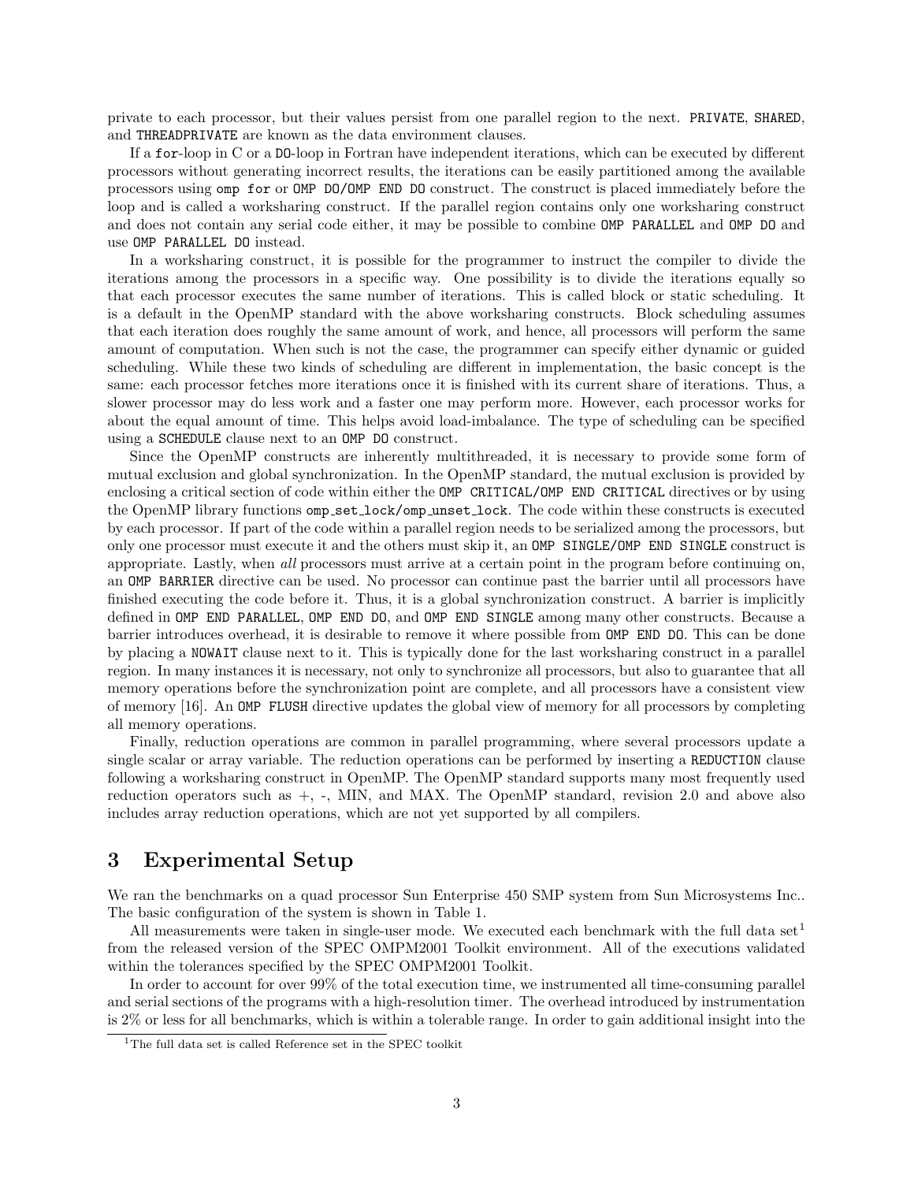private to each processor, but their values persist from one parallel region to the next. `PRIVATE`, `SHARED`, and `THREADPRIVATE` are known as the data environment clauses.

If a `for`-loop in C or a `DO`-loop in Fortran have independent iterations, which can be executed by different processors without generating incorrect results, the iterations can be easily partitioned among the available processors using `omp for` or `OMP DO/OMP END DO` construct. The construct is placed immediately before the loop and is called a worksharing construct. If the parallel region contains only one worksharing construct and does not contain any serial code either, it may be possible to combine `OMP PARALLEL` and `OMP DO` and use `OMP PARALLEL DO` instead.

In a worksharing construct, it is possible for the programmer to instruct the compiler to divide the iterations among the processors in a specific way. One possibility is to divide the iterations equally so that each processor executes the same number of iterations. This is called block or static scheduling. It is a default in the OpenMP standard with the above worksharing constructs. Block scheduling assumes that each iteration does roughly the same amount of work, and hence, all processors will perform the same amount of computation. When such is not the case, the programmer can specify either dynamic or guided scheduling. While these two kinds of scheduling are different in implementation, the basic concept is the same: each processor fetches more iterations once it is finished with its current share of iterations. Thus, a slower processor may do less work and a faster one may perform more. However, each processor works for about the equal amount of time. This helps avoid load-imbalance. The type of scheduling can be specified using a `SCHEDULE` clause next to an `OMP DO` construct.

Since the OpenMP constructs are inherently multithreaded, it is necessary to provide some form of mutual exclusion and global synchronization. In the OpenMP standard, the mutual exclusion is provided by enclosing a critical section of code within either the `OMP CRITICAL/OMP END CRITICAL` directives or by using the OpenMP library functions `omp_set_lock/omp_unset_lock`. The code within these constructs is executed by each processor. If part of the code within a parallel region needs to be serialized among the processors, but only one processor must execute it and the others must skip it, an `OMP SINGLE/OMP END SINGLE` construct is appropriate. Lastly, when *all* processors must arrive at a certain point in the program before continuing on, an `OMP BARRIER` directive can be used. No processor can continue past the barrier until all processors have finished executing the code before it. Thus, it is a global synchronization construct. A barrier is implicitly defined in `OMP END PARALLEL`, `OMP END DO`, and `OMP END SINGLE` among many other constructs. Because a barrier introduces overhead, it is desirable to remove it where possible from `OMP END DO`. This can be done by placing a `NOWAIT` clause next to it. This is typically done for the last worksharing construct in a parallel region. In many instances it is necessary, not only to synchronize all processors, but also to guarantee that all memory operations before the synchronization point are complete, and all processors have a consistent view of memory [16]. An `OMP FLUSH` directive updates the global view of memory for all processors by completing all memory operations.

Finally, reduction operations are common in parallel programming, where several processors update a single scalar or array variable. The reduction operations can be performed by inserting a `REDUCTION` clause following a worksharing construct in OpenMP. The OpenMP standard supports many most frequently used reduction operators such as +, -, MIN, and MAX. The OpenMP standard, revision 2.0 and above also includes array reduction operations, which are not yet supported by all compilers.

# 3 Experimental Setup

We ran the benchmarks on a quad processor Sun Enterprise 450 SMP system from Sun Microsystems Inc.. The basic configuration of the system is shown in Table 1.

All measurements were taken in single-user mode. We executed each benchmark with the full data set[1] from the released version of the SPEC OMPM2001 Toolkit environment. All of the executions validated within the tolerances specified by the SPEC OMPM2001 Toolkit.

In order to account for over 99% of the total execution time, we instrumented all time-consuming parallel and serial sections of the programs with a high-resolution timer. The overhead introduced by instrumentation is 2% or less for all benchmarks, which is within a tolerable range. In order to gain additional insight into the

[1] The full data set is called Reference set in the SPEC toolkit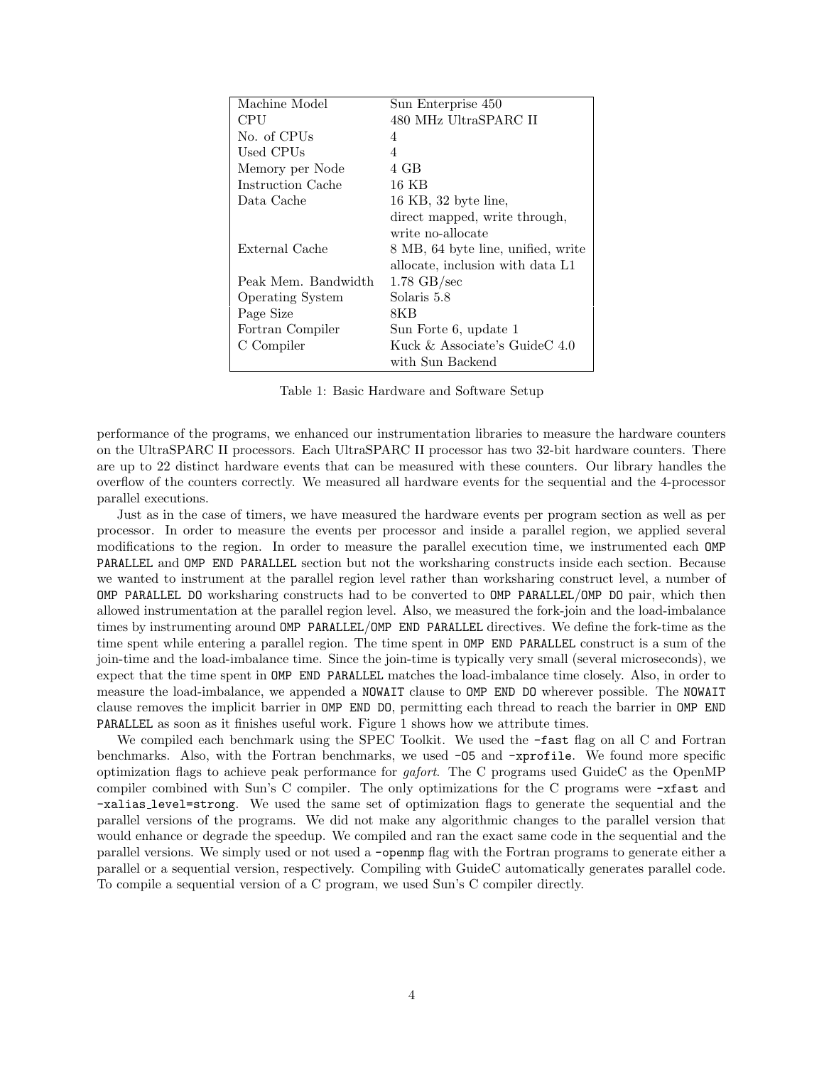| Machine Model | Sun Enterprise 450 |
|---|---|
| CPU | 480 MHz UltraSPARC II |
| No. of CPUs | 4 |
| Used CPUs | 4 |
| Memory per Node | 4 GB |
| Instruction Cache | 16 KB |
| Data Cache | 16 KB, 32 byte line, direct mapped, write through, write no-allocate |
| External Cache | 8 MB, 64 byte line, unified, write allocate, inclusion with data L1 |
| Peak Mem. Bandwidth | 1.78 GB/sec |
| Operating System | Solaris 5.8 |
| Page Size | 8KB |
| Fortran Compiler | Sun Forte 6, update 1 |
| C Compiler | Kuck & Associate's GuideC 4.0 with Sun Backend |

Table 1: Basic Hardware and Software Setup

performance of the programs, we enhanced our instrumentation libraries to measure the hardware counters on the UltraSPARC II processors. Each UltraSPARC II processor has two 32-bit hardware counters. There are up to 22 distinct hardware events that can be measured with these counters. Our library handles the overflow of the counters correctly. We measured all hardware events for the sequential and the 4-processor parallel executions.

Just as in the case of timers, we have measured the hardware events per program section as well as per processor. In order to measure the events per processor and inside a parallel region, we applied several modifications to the region. In order to measure the parallel execution time, we instrumented each `OMP PARALLEL` and `OMP END PARALLEL` section but not the worksharing constructs inside each section. Because we wanted to instrument at the parallel region level rather than worksharing construct level, a number of `OMP PARALLEL DO` worksharing constructs had to be converted to `OMP PARALLEL`/`OMP DO` pair, which then allowed instrumentation at the parallel region level. Also, we measured the fork-join and the load-imbalance times by instrumenting around `OMP PARALLEL`/`OMP END PARALLEL` directives. We define the fork-time as the time spent while entering a parallel region. The time spent in `OMP END PARALLEL` construct is a sum of the join-time and the load-imbalance time. Since the join-time is typically very small (several microseconds), we expect that the time spent in `OMP END PARALLEL` matches the load-imbalance time closely. Also, in order to measure the load-imbalance, we appended a `NOWAIT` clause to `OMP END DO` wherever possible. The `NOWAIT` clause removes the implicit barrier in `OMP END DO`, permitting each thread to reach the barrier in `OMP END PARALLEL` as soon as it finishes useful work. Figure 1 shows how we attribute times.

We compiled each benchmark using the SPEC Toolkit. We used the `-fast` flag on all C and Fortran benchmarks. Also, with the Fortran benchmarks, we used `-O5` and `-xprofile`. We found more specific optimization flags to achieve peak performance for *gafort*. The C programs used GuideC as the OpenMP compiler combined with Sun's C compiler. The only optimizations for the C programs were `-xfast` and `-xalias_level=strong`. We used the same set of optimization flags to generate the sequential and the parallel versions of the programs. We did not make any algorithmic changes to the parallel version that would enhance or degrade the speedup. We compiled and ran the exact same code in the sequential and the parallel versions. We simply used or not used a `-openmp` flag with the Fortran programs to generate either a parallel or a sequential version, respectively. Compiling with GuideC automatically generates parallel code. To compile a sequential version of a C program, we used Sun's C compiler directly.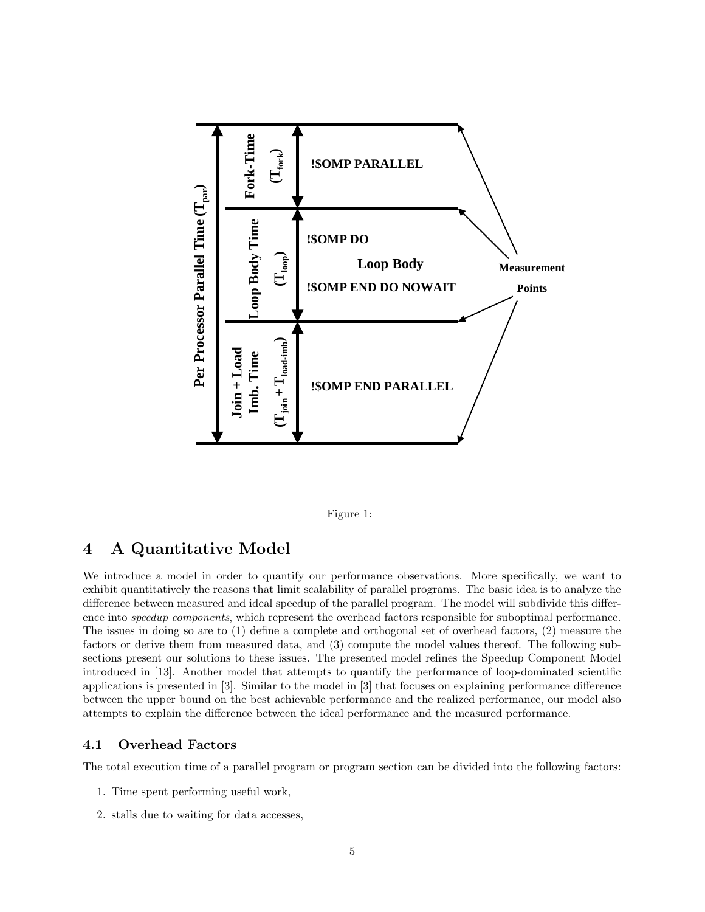Figure 1:

## 4 A Quantitative Model

We introduce a model in order to quantify our performance observations. More specifically, we want to exhibit quantitatively the reasons that limit scalability of parallel programs. The basic idea is to analyze the difference between measured and ideal speedup of the parallel program. The model will subdivide this difference into *speedup components*, which represent the overhead factors responsible for suboptimal performance. The issues in doing so are to (1) define a complete and orthogonal set of overhead factors, (2) measure the factors or derive them from measured data, and (3) compute the model values thereof. The following subsections present our solutions to these issues. The presented model refines the Speedup Component Model introduced in [13]. Another model that attempts to quantify the performance of loop-dominated scientific applications is presented in [3]. Similar to the model in [3] that focuses on explaining performance difference between the upper bound on the best achievable performance and the realized performance, our model also attempts to explain the difference between the ideal performance and the measured performance.

### 4.1 Overhead Factors

The total execution time of a parallel program or program section can be divided into the following factors:

1. Time spent performing useful work,
2. stalls due to waiting for data accesses,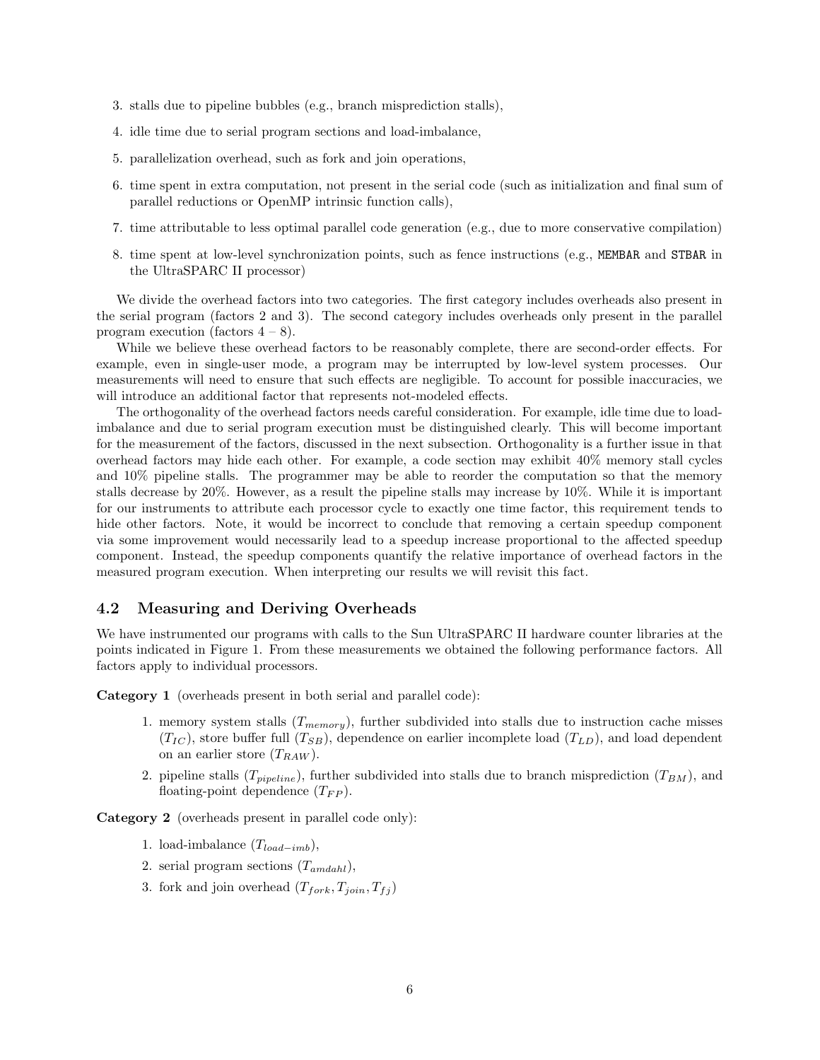3. stalls due to pipeline bubbles (e.g., branch misprediction stalls),
4. idle time due to serial program sections and load-imbalance,
5. parallelization overhead, such as fork and join operations,
6. time spent in extra computation, not present in the serial code (such as initialization and final sum of parallel reductions or OpenMP intrinsic function calls),
7. time attributable to less optimal parallel code generation (e.g., due to more conservative compilation)
8. time spent at low-level synchronization points, such as fence instructions (e.g., `MEMBAR` and `STBAR` in the UltraSPARC II processor)

We divide the overhead factors into two categories. The first category includes overheads also present in the serial program (factors 2 and 3). The second category includes overheads only present in the parallel program execution (factors 4 – 8).

While we believe these overhead factors to be reasonably complete, there are second-order effects. For example, even in single-user mode, a program may be interrupted by low-level system processes. Our measurements will need to ensure that such effects are negligible. To account for possible inaccuracies, we will introduce an additional factor that represents not-modeled effects.

The orthogonality of the overhead factors needs careful consideration. For example, idle time due to load-imbalance and due to serial program execution must be distinguished clearly. This will become important for the measurement of the factors, discussed in the next subsection. Orthogonality is a further issue in that overhead factors may hide each other. For example, a code section may exhibit 40% memory stall cycles and 10% pipeline stalls. The programmer may be able to reorder the computation so that the memory stalls decrease by 20%. However, as a result the pipeline stalls may increase by 10%. While it is important for our instruments to attribute each processor cycle to exactly one time factor, this requirement tends to hide other factors. Note, it would be incorrect to conclude that removing a certain speedup component via some improvement would necessarily lead to a speedup increase proportional to the affected speedup component. Instead, the speedup components quantify the relative importance of overhead factors in the measured program execution. When interpreting our results we will revisit this fact.

## 4.2 Measuring and Deriving Overheads

We have instrumented our programs with calls to the Sun UltraSPARC II hardware counter libraries at the points indicated in Figure 1. From these measurements we obtained the following performance factors. All factors apply to individual processors.

**Category 1** (overheads present in both serial and parallel code):

1. memory system stalls ($T_{memory}$), further subdivided into stalls due to instruction cache misses ($T_{IC}$), store buffer full ($T_{SB}$), dependence on earlier incomplete load ($T_{LD}$), and load dependent on an earlier store ($T_{RAW}$).
2. pipeline stalls ($T_{pipeline}$), further subdivided into stalls due to branch misprediction ($T_{BM}$), and floating-point dependence ($T_{FP}$).

**Category 2** (overheads present in parallel code only):

1. load-imbalance ($T_{load-imb}$),
2. serial program sections ($T_{amdahl}$),
3. fork and join overhead ($T_{fork}, T_{join}, T_{fj}$)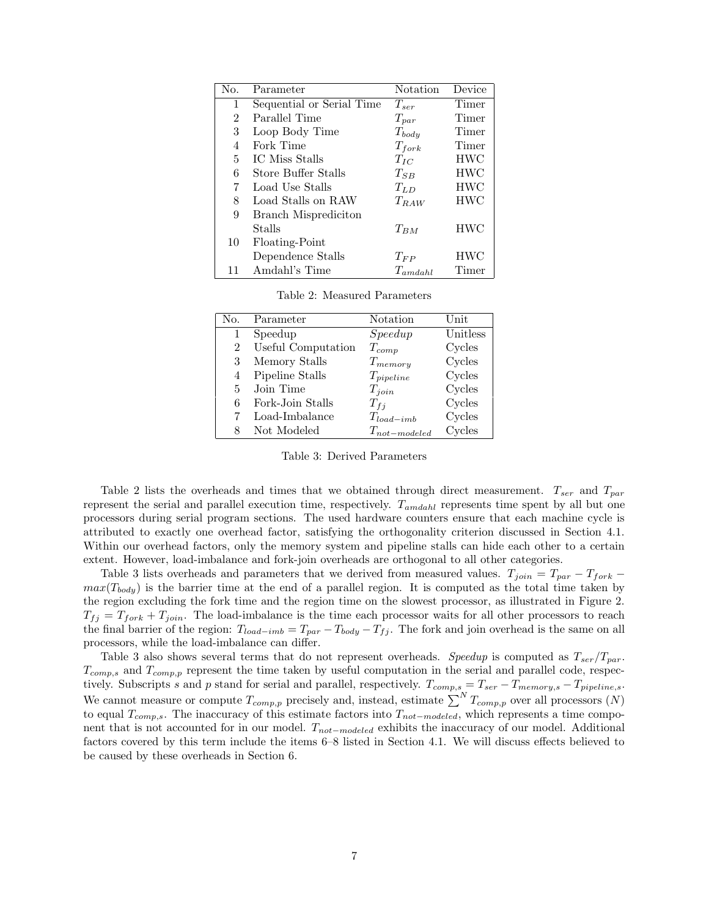| No. | Parameter | Notation | Device |
|---|---|---|---|
| 1 | Sequential or Serial Time | $T_{ser}$ | Timer |
| 2 | Parallel Time | $T_{par}$ | Timer |
| 3 | Loop Body Time | $T_{body}$ | Timer |
| 4 | Fork Time | $T_{fork}$ | Timer |
| 5 | IC Miss Stalls | $T_{IC}$ | HWC |
| 6 | Store Buffer Stalls | $T_{SB}$ | HWC |
| 7 | Load Use Stalls | $T_{LD}$ | HWC |
| 8 | Load Stalls on RAW | $T_{RAW}$ | HWC |
| 9 | Branch Mispredicitonl Stalls | $T_{BM}$ | HWC |
| 10 | Floating-Point Dependence Stalls | $T_{FP}$ | HWC |
| 11 | Amdahl's Time | $T_{amdahl}$ | Timer |

Table 2: Measured Parameters

| No. | Parameter | Notation | Unit |
|---|---|---|---|
| 1 | Speedup | *Speedup* | Unitless |
| 2 | Useful Computation | $T_{comp}$ | Cycles |
| 3 | Memory Stalls | $T_{memory}$ | Cycles |
| 4 | Pipeline Stalls | $T_{pipeline}$ | Cycles |
| 5 | Join Time | $T_{join}$ | Cycles |
| 6 | Fork-Join Stalls | $T_{fj}$ | Cycles |
| 7 | Load-Imbalance | $T_{load-imb}$ | Cycles |
| 8 | Not Modeled | $T_{not-modeled}$ | Cycles |

Table 3: Derived Parameters

Table 2 lists the overheads and times that we obtained through direct measurement. $T_{ser}$ and $T_{par}$ represent the serial and parallel execution time, respectively. $T_{amdahl}$ represents time spent by all but one processors during serial program sections. The used hardware counters ensure that each machine cycle is attributed to exactly one overhead factor, satisfying the orthogonality criterion discussed in Section 4.1. Within our overhead factors, only the memory system and pipeline stalls can hide each other to a certain extent. However, load-imbalance and fork-join overheads are orthogonal to all other categories.

Table 3 lists overheads and parameters that we derived from measured values. $T_{join} = T_{par} - T_{fork} - max(T_{body})$ is the barrier time at the end of a parallel region. It is computed as the total time taken by the region excluding the fork time and the region time on the slowest processor, as illustrated in Figure 2. $T_{fj} = T_{fork} + T_{join}$. The load-imbalance is the time each processor waits for all other processors to reach the final barrier of the region: $T_{load-imb} = T_{par} - T_{body} - T_{fj}$. The fork and join overhead is the same on all processors, while the load-imbalance can differ.

Table 3 also shows several terms that do not represent overheads. *Speedup* is computed as $T_{ser}/T_{par}$. $T_{comp,s}$ and $T_{comp,p}$ represent the time taken by useful computation in the serial and parallel code, respectively. Subscripts $s$ and $p$ stand for serial and parallel, respectively. $T_{comp,s} = T_{ser} - T_{memory,s} - T_{pipeline,s}$. We cannot measure or compute $T_{comp,p}$ precisely and, instead, estimate $\sum^{N} T_{comp,p}$ over all processors ($N$) to equal $T_{comp,s}$. The inaccuracy of this estimate factors into $T_{not-modeled}$, which represents a time component that is not accounted for in our model. $T_{not-modeled}$ exhibits the inaccuracy of our model. Additional factors covered by this term include the items 6–8 listed in Section 4.1. We will discuss effects believed to be caused by these overheads in Section 6.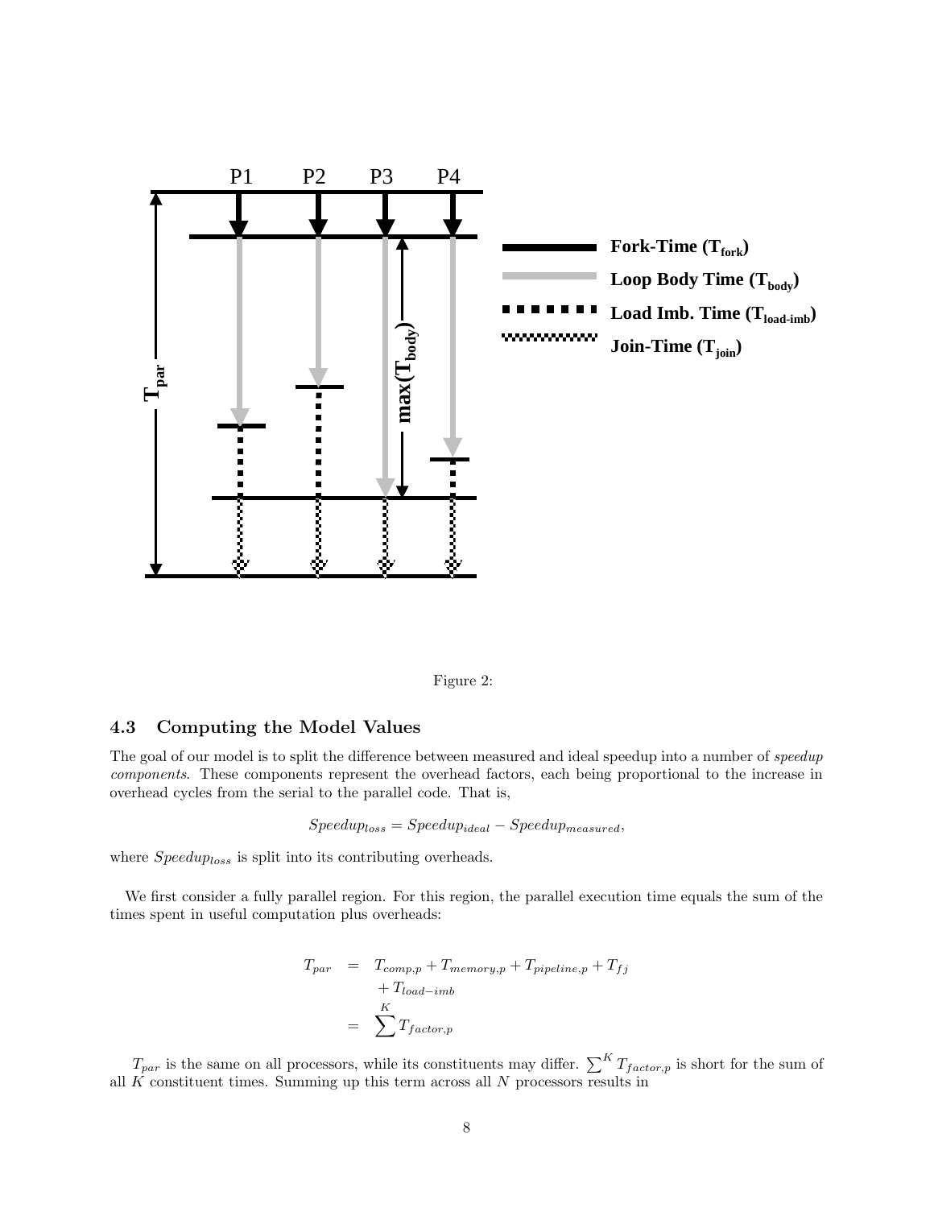Figure 2:

### 4.3 Computing the Model Values

The goal of our model is to split the difference between measured and ideal speedup into a number of *speedup components*. These components represent the overhead factors, each being proportional to the increase in overhead cycles from the serial to the parallel code. That is,

$$Speedup_{loss} = Speedup_{ideal} - Speedup_{measured},$$

where $Speedup_{loss}$ is split into its contributing overheads.

We first consider a fully parallel region. For this region, the parallel execution time equals the sum of the times spent in useful computation plus overheads:

$$\begin{aligned} T_{par} &= T_{comp,p} + T_{memory,p} + T_{pipeline,p} + T_{fj} \\ &\quad + T_{load-imb} \\ &= \sum^{K} T_{factor,p} \end{aligned}$$

$T_{par}$ is the same on all processors, while its constituents may differ. $\sum^{K} T_{factor,p}$ is short for the sum of all $K$ constituent times. Summing up this term across all $N$ processors results in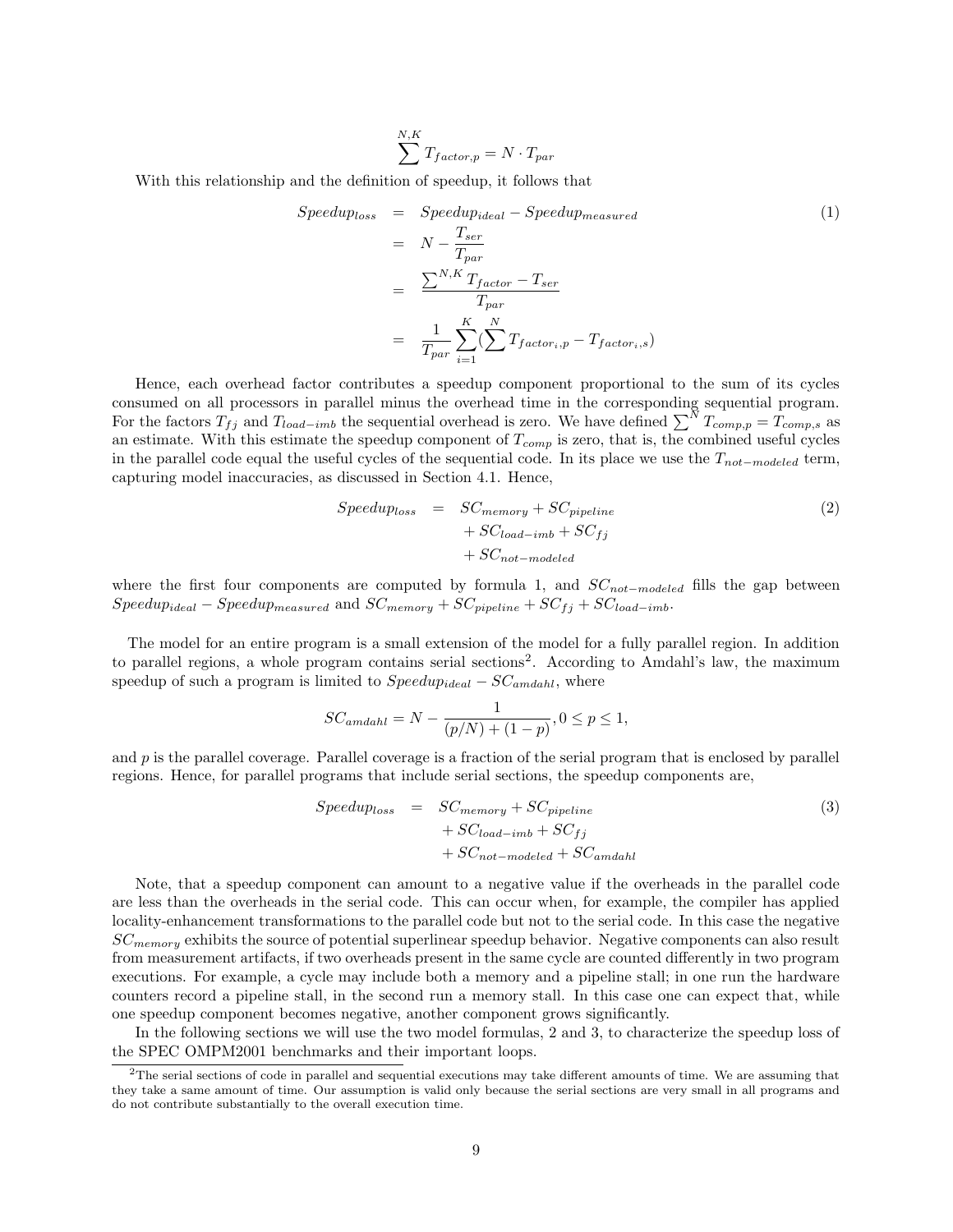$$\sum^{N,K} T_{factor,p} = N \cdot T_{par}$$

With this relationship and the definition of speedup, it follows that

$$
\begin{aligned}
Speedup_{loss} &= Speedup_{ideal} - Speedup_{measured} \\
&= N - \frac{T_{ser}}{T_{par}} \\
&= \frac{\sum^{N,K} T_{factor} - T_{ser}}{T_{par}} \\
&= \frac{1}{T_{par}} \sum_{i=1}^{K} \left( \sum^{N} T_{factor_i,p} - T_{factor_i,s} \right)
\end{aligned} \tag{1}
$$

Hence, each overhead factor contributes a speedup component proportional to the sum of its cycles consumed on all processors in parallel minus the overhead time in the corresponding sequential program. For the factors $T_{fj}$ and $T_{load-imb}$ the sequential overhead is zero. We have defined $\sum^{N} T_{comp,p} = T_{comp,s}$ as an estimate. With this estimate the speedup component of $T_{comp}$ is zero, that is, the combined useful cycles in the parallel code equal the useful cycles of the sequential code. In its place we use the $T_{not-modeled}$ term, capturing model inaccuracies, as discussed in Section 4.1. Hence,

$$
\begin{aligned}
Speedup_{loss} &= SC_{memory} + SC_{pipeline} \\
&\quad + SC_{load-imb} + SC_{fj} \\
&\quad + SC_{not-modeled}
\end{aligned} \tag{2}
$$

where the first four components are computed by formula 1, and $SC_{not-modeled}$ fills the gap between $Speedup_{ideal} - Speedup_{measured}$ and $SC_{memory} + SC_{pipeline} + SC_{fj} + SC_{load-imb}$.

The model for an entire program is a small extension of the model for a fully parallel region. In addition to parallel regions, a whole program contains serial sections[2]. According to Amdahl's law, the maximum speedup of such a program is limited to $Speedup_{ideal} - SC_{amdahl}$, where

$$SC_{amdahl} = N - \frac{1}{(p/N) + (1-p)}, 0 \leq p \leq 1,$$

and $p$ is the parallel coverage. Parallel coverage is a fraction of the serial program that is enclosed by parallel regions. Hence, for parallel programs that include serial sections, the speedup components are,

$$
\begin{aligned}
Speedup_{loss} &= SC_{memory} + SC_{pipeline} \\
&\quad + SC_{load-imb} + SC_{fj} \\
&\quad + SC_{not-modeled} + SC_{amdahl}
\end{aligned} \tag{3}
$$

Note, that a speedup component can amount to a negative value if the overheads in the parallel code are less than the overheads in the serial code. This can occur when, for example, the compiler has applied locality-enhancement transformations to the parallel code but not to the serial code. In this case the negative $SC_{memory}$ exhibits the source of potential superlinear speedup behavior. Negative components can also result from measurement artifacts, if two overheads present in the same cycle are counted differently in two program executions. For example, a cycle may include both a memory and a pipeline stall; in one run the hardware counters record a pipeline stall, in the second run a memory stall. In this case one can expect that, while one speedup component becomes negative, another component grows significantly.

In the following sections we will use the two model formulas, 2 and 3, to characterize the speedup loss of the SPEC OMPM2001 benchmarks and their important loops.

[2]The serial sections of code in parallel and sequential executions may take different amounts of time. We are assuming that they take a same amount of time. Our assumption is valid only because the serial sections are very small in all programs and do not contribute substantially to the overall execution time.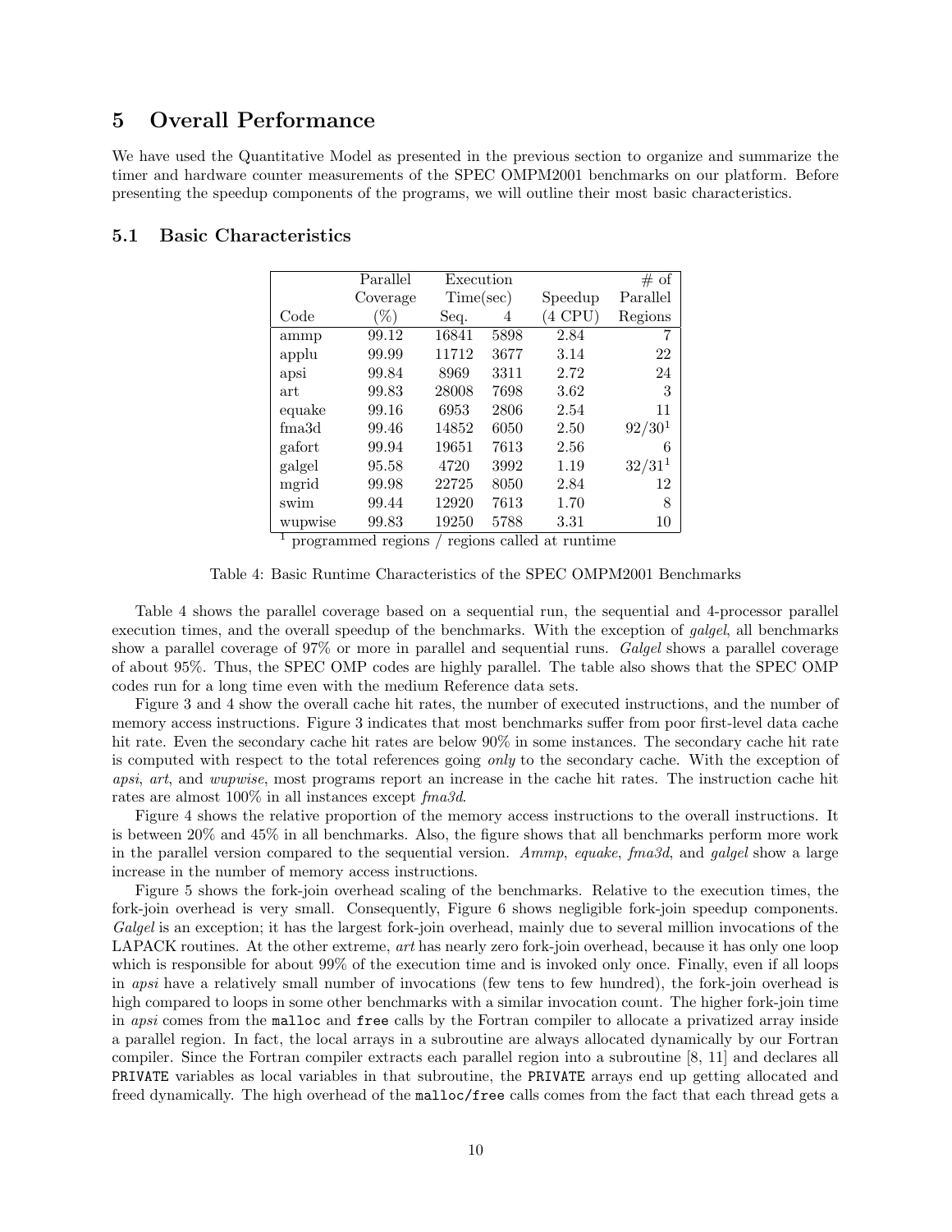## 5 Overall Performance

We have used the Quantitative Model as presented in the previous section to organize and summarize the timer and hardware counter measurements of the SPEC OMPM2001 benchmarks on our platform. Before presenting the speedup components of the programs, we will outline their most basic characteristics.

### 5.1 Basic Characteristics

| Code | Parallel Coverage (%) | Execution Time(sec) Seq. | 4 | Speedup (4 CPU) | # of Parallel Regions |
|---|---|---|---|---|---|
| ammp | 99.12 | 16841 | 5898 | 2.84 | 7 |
| applu | 99.99 | 11712 | 3677 | 3.14 | 22 |
| apsi | 99.84 | 8969 | 3311 | 2.72 | 24 |
| art | 99.83 | 28008 | 7698 | 3.62 | 3 |
| equake | 99.16 | 6953 | 2806 | 2.54 | 11 |
| fma3d | 99.46 | 14852 | 6050 | 2.50 | 92/30[1] |
| gafort | 99.94 | 19651 | 7613 | 2.56 | 6 |
| galgel | 95.58 | 4720 | 3992 | 1.19 | 32/31[1] |
| mgrid | 99.98 | 22725 | 8050 | 2.84 | 12 |
| swim | 99.44 | 12920 | 7613 | 1.70 | 8 |
| wupwise | 99.83 | 19250 | 5788 | 3.31 | 10 |

[1] programmed regions / regions called at runtime

Table 4: Basic Runtime Characteristics of the SPEC OMPM2001 Benchmarks

Table 4 shows the parallel coverage based on a sequential run, the sequential and 4-processor parallel execution times, and the overall speedup of the benchmarks. With the exception of *galgel*, all benchmarks show a parallel coverage of 97% or more in parallel and sequential runs. *Galgel* shows a parallel coverage of about 95%. Thus, the SPEC OMP codes are highly parallel. The table also shows that the SPEC OMP codes run for a long time even with the medium Reference data sets.

Figure 3 and 4 show the overall cache hit rates, the number of executed instructions, and the number of memory access instructions. Figure 3 indicates that most benchmarks suffer from poor first-level data cache hit rate. Even the secondary cache hit rates are below 90% in some instances. The secondary cache hit rate is computed with respect to the total references going *only* to the secondary cache. With the exception of *apsi*, *art*, and *wupwise*, most programs report an increase in the cache hit rates. The instruction cache hit rates are almost 100% in all instances except *fma3d*.

Figure 4 shows the relative proportion of the memory access instructions to the overall instructions. It is between 20% and 45% in all benchmarks. Also, the figure shows that all benchmarks perform more work in the parallel version compared to the sequential version. *Ammp*, *equake*, *fma3d*, and *galgel* show a large increase in the number of memory access instructions.

Figure 5 shows the fork-join overhead scaling of the benchmarks. Relative to the execution times, the fork-join overhead is very small. Consequently, Figure 6 shows negligible fork-join speedup components. *Galgel* is an exception; it has the largest fork-join overhead, mainly due to several million invocations of the LAPACK routines. At the other extreme, *art* has nearly zero fork-join overhead, because it has only one loop which is responsible for about 99% of the execution time and is invoked only once. Finally, even if all loops in *apsi* have a relatively small number of invocations (few tens to few hundred), the fork-join overhead is high compared to loops in some other benchmarks with a similar invocation count. The higher fork-join time in *apsi* comes from the `malloc` and `free` calls by the Fortran compiler to allocate a privatized array inside a parallel region. In fact, the local arrays in a subroutine are always allocated dynamically by our Fortran compiler. Since the Fortran compiler extracts each parallel region into a subroutine [8, 11] and declares all `PRIVATE` variables as local variables in that subroutine, the `PRIVATE` arrays end up getting allocated and freed dynamically. The high overhead of the `malloc/free` calls comes from the fact that each thread gets a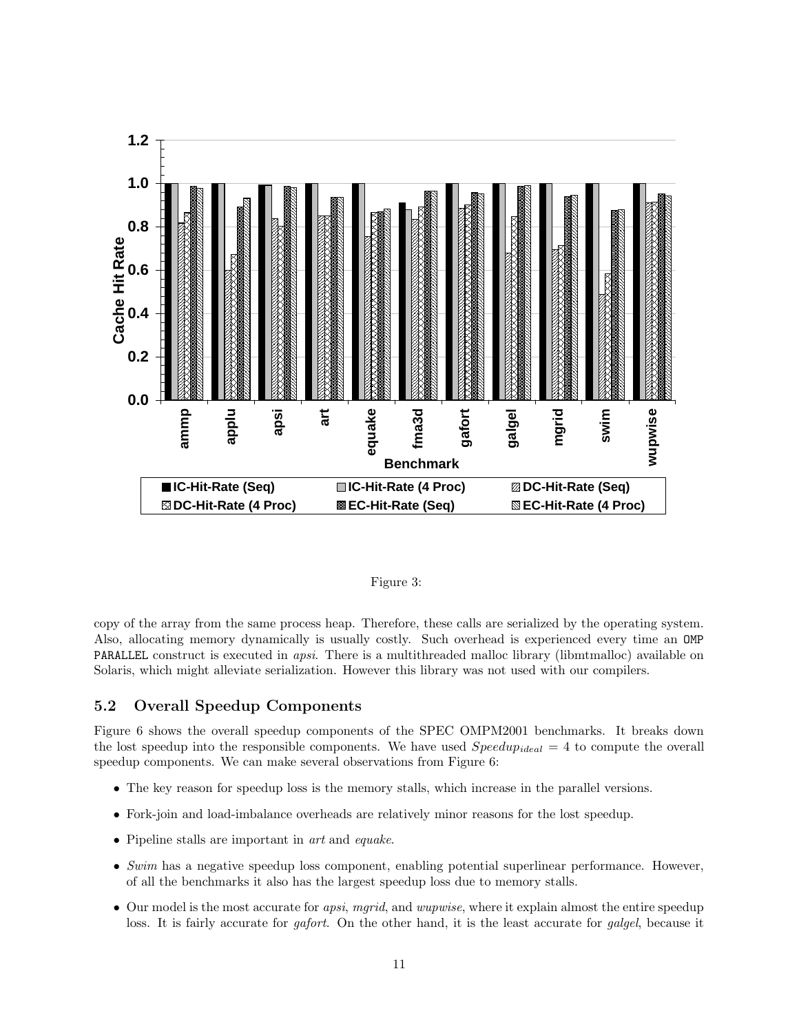Figure 3:

copy of the array from the same process heap. Therefore, these calls are serialized by the operating system. Also, allocating memory dynamically is usually costly. Such overhead is experienced every time an `OMP PARALLEL` construct is executed in *apsi*. There is a multithreaded malloc library (libmtmalloc) available on Solaris, which might alleviate serialization. However this library was not used with our compilers.

## 5.2 Overall Speedup Components

Figure 6 shows the overall speedup components of the SPEC OMPM2001 benchmarks. It breaks down the lost speedup into the responsible components. We have used $Speedup_{ideal} = 4$ to compute the overall speedup components. We can make several observations from Figure 6:

- The key reason for speedup loss is the memory stalls, which increase in the parallel versions.
- Fork-join and load-imbalance overheads are relatively minor reasons for the lost speedup.
- Pipeline stalls are important in *art* and *equake*.
- *Swim* has a negative speedup loss component, enabling potential superlinear performance. However, of all the benchmarks it also has the largest speedup loss due to memory stalls.
- Our model is the most accurate for *apsi*, *mgrid*, and *wupwise*, where it explain almost the entire speedup loss. It is fairly accurate for *gafort*. On the other hand, it is the least accurate for *galgel*, because it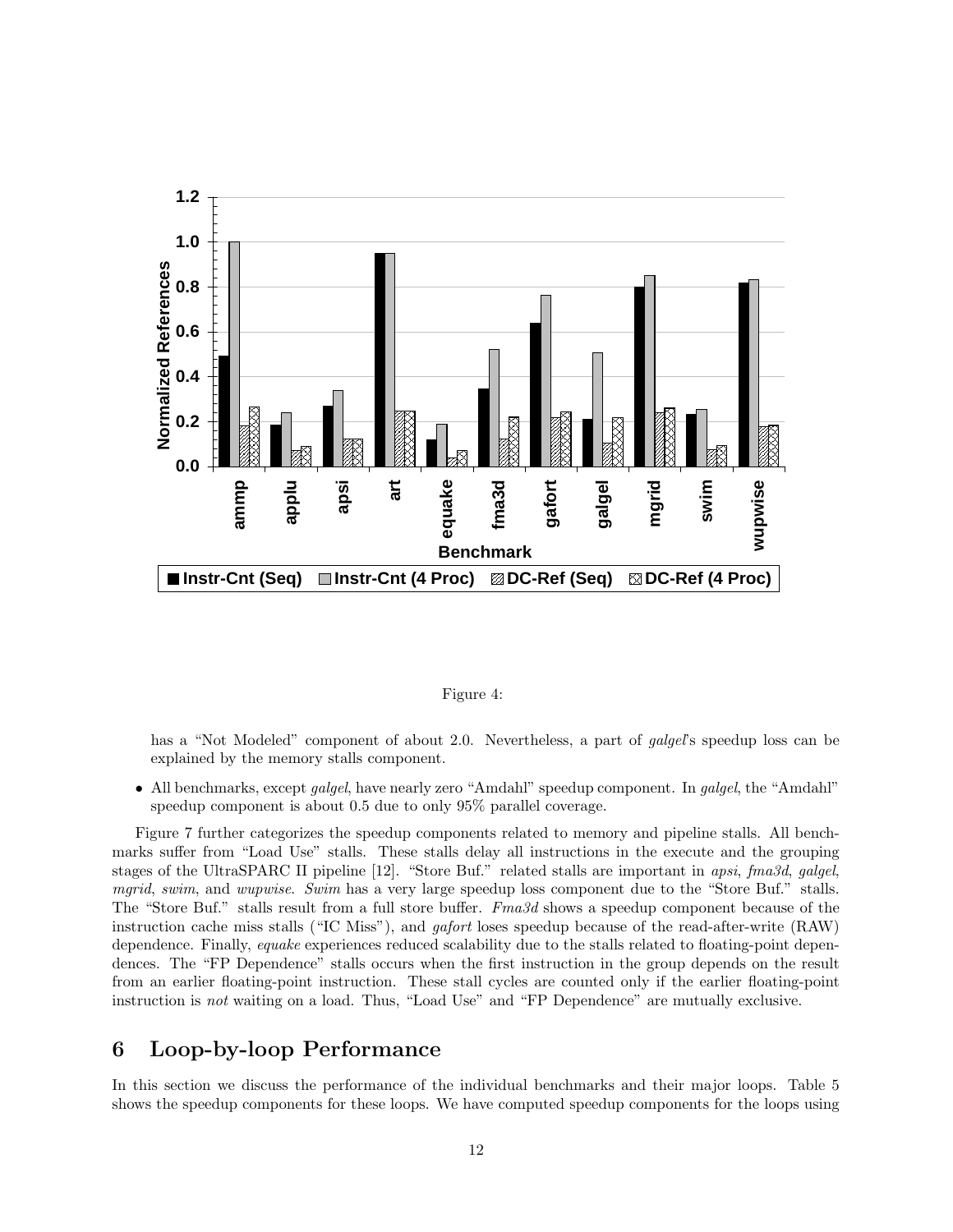Figure 4:

has a "Not Modeled" component of about 2.0. Nevertheless, a part of *galgel*'s speedup loss can be explained by the memory stalls component.

- All benchmarks, except *galgel*, have nearly zero "Amdahl" speedup component. In *galgel*, the "Amdahl" speedup component is about 0.5 due to only 95% parallel coverage.

Figure 7 further categorizes the speedup components related to memory and pipeline stalls. All benchmarks suffer from "Load Use" stalls. These stalls delay all instructions in the execute and the grouping stages of the UltraSPARC II pipeline [12]. "Store Buf." related stalls are important in *apsi*, *fma3d*, *galgel*, *mgrid*, *swim*, and *wupwise*. *Swim* has a very large speedup loss component due to the "Store Buf." stalls. The "Store Buf." stalls result from a full store buffer. *Fma3d* shows a speedup component because of the instruction cache miss stalls ("IC Miss"), and *gafort* loses speedup because of the read-after-write (RAW) dependence. Finally, *equake* experiences reduced scalability due to the stalls related to floating-point dependences. The "FP Dependence" stalls occurs when the first instruction in the group depends on the result from an earlier floating-point instruction. These stall cycles are counted only if the earlier floating-point instruction is *not* waiting on a load. Thus, "Load Use" and "FP Dependence" are mutually exclusive.

## 6 Loop-by-loop Performance

In this section we discuss the performance of the individual benchmarks and their major loops. Table 5 shows the speedup components for these loops. We have computed speedup components for the loops using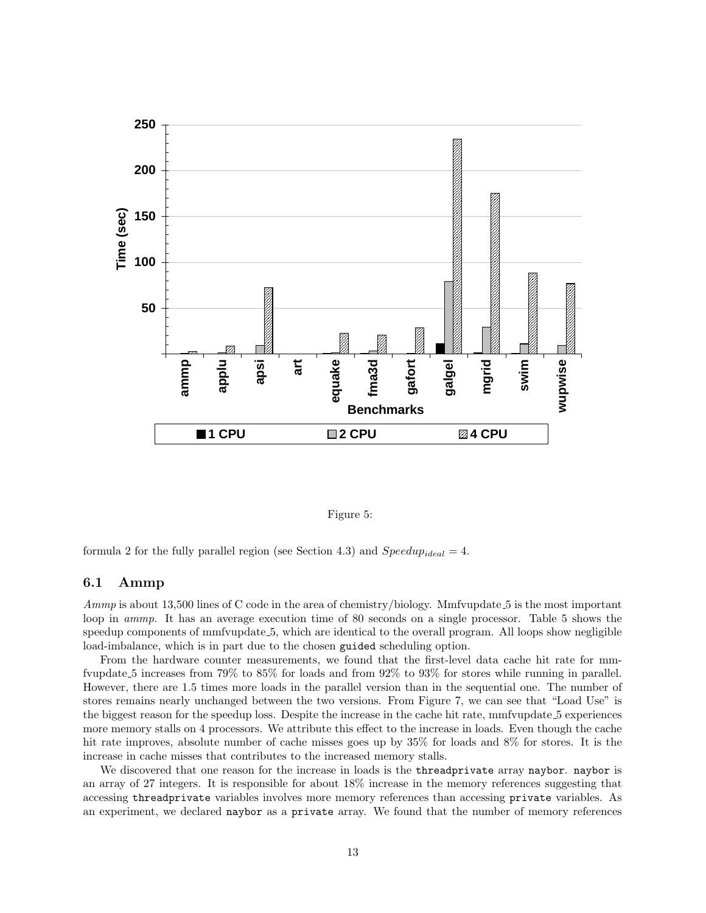Figure 5:

formula 2 for the fully parallel region (see Section 4.3) and $Speedup_{ideal} = 4$.

### 6.1 Ammp

*Ammp* is about 13,500 lines of C code in the area of chemistry/biology. Mmfvupdate_5 is the most important loop in *ammp*. It has an average execution time of 80 seconds on a single processor. Table 5 shows the speedup components of mmfvupdate_5, which are identical to the overall program. All loops show negligible load-imbalance, which is in part due to the chosen `guided` scheduling option.

From the hardware counter measurements, we found that the first-level data cache hit rate for mmfvupdate_5 increases from 79% to 85% for loads and from 92% to 93% for stores while running in parallel. However, there are 1.5 times more loads in the parallel version than in the sequential one. The number of stores remains nearly unchanged between the two versions. From Figure 7, we can see that "Load Use" is the biggest reason for the speedup loss. Despite the increase in the cache hit rate, mmfvupdate_5 experiences more memory stalls on 4 processors. We attribute this effect to the increase in loads. Even though the cache hit rate improves, absolute number of cache misses goes up by 35% for loads and 8% for stores. It is the increase in cache misses that contributes to the increased memory stalls.

We discovered that one reason for the increase in loads is the `threadprivate` array `naybor`. `naybor` is an array of 27 integers. It is responsible for about 18% increase in the memory references suggesting that accessing `threadprivate` variables involves more memory references than accessing `private` variables. As an experiment, we declared `naybor` as a `private` array. We found that the number of memory references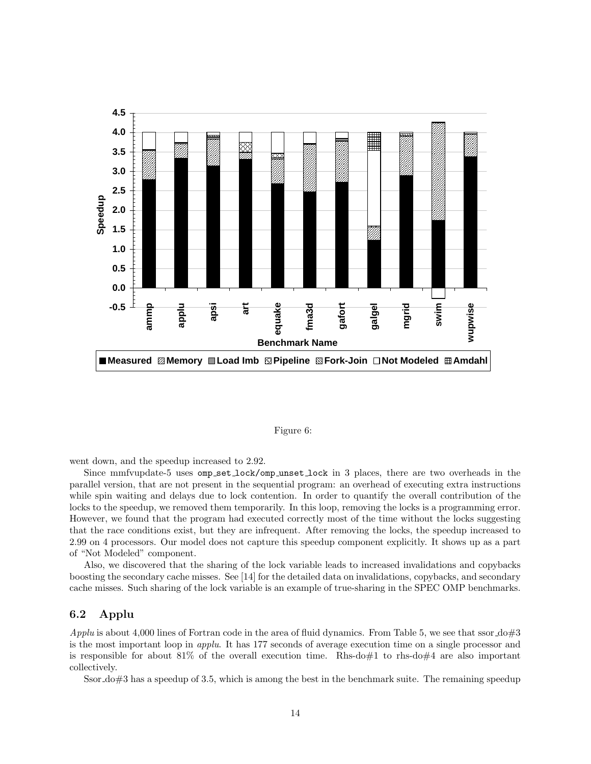Figure 6:

went down, and the speedup increased to 2.92.

Since mmfvupdate-5 uses `omp_set_lock/omp_unset_lock` in 3 places, there are two overheads in the parallel version, that are not present in the sequential program: an overhead of executing extra instructions while spin waiting and delays due to lock contention. In order to quantify the overall contribution of the locks to the speedup, we removed them temporarily. In this loop, removing the locks is a programming error. However, we found that the program had executed correctly most of the time without the locks suggesting that the race conditions exist, but they are infrequent. After removing the locks, the speedup increased to 2.99 on 4 processors. Our model does not capture this speedup component explicitly. It shows up as a part of "Not Modeled" component.

Also, we discovered that the sharing of the lock variable leads to increased invalidations and copybacks boosting the secondary cache misses. See [14] for the detailed data on invalidations, copybacks, and secondary cache misses. Such sharing of the lock variable is an example of true-sharing in the SPEC OMP benchmarks.

## 6.2 Applu

*Applu* is about 4,000 lines of Fortran code in the area of fluid dynamics. From Table 5, we see that ssor_do#3 is the most important loop in *applu*. It has 177 seconds of average execution time on a single processor and is responsible for about 81% of the overall execution time. Rhs-do#1 to rhs-do#4 are also important collectively.

Ssor_do#3 has a speedup of 3.5, which is among the best in the benchmark suite. The remaining speedup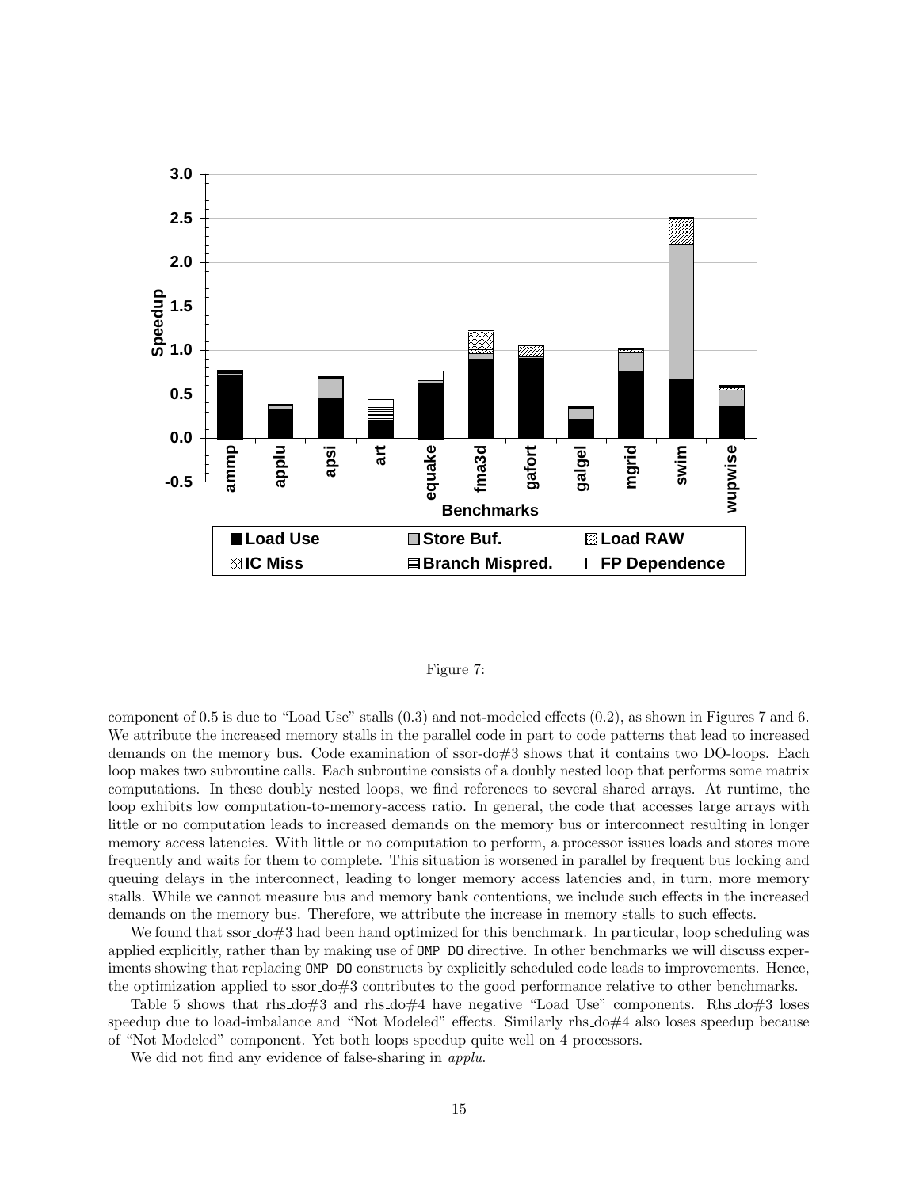Figure 7:

component of 0.5 is due to "Load Use" stalls (0.3) and not-modeled effects (0.2), as shown in Figures 7 and 6. We attribute the increased memory stalls in the parallel code in part to code patterns that lead to increased demands on the memory bus. Code examination of ssor-do#3 shows that it contains two DO-loops. Each loop makes two subroutine calls. Each subroutine consists of a doubly nested loop that performs some matrix computations. In these doubly nested loops, we find references to several shared arrays. At runtime, the loop exhibits low computation-to-memory-access ratio. In general, the code that accesses large arrays with little or no computation leads to increased demands on the memory bus or interconnect resulting in longer memory access latencies. With little or no computation to perform, a processor issues loads and stores more frequently and waits for them to complete. This situation is worsened in parallel by frequent bus locking and queuing delays in the interconnect, leading to longer memory access latencies and, in turn, more memory stalls. While we cannot measure bus and memory bank contentions, we include such effects in the increased demands on the memory bus. Therefore, we attribute the increase in memory stalls to such effects.

We found that ssor_do#3 had been hand optimized for this benchmark. In particular, loop scheduling was applied explicitly, rather than by making use of `OMP DO` directive. In other benchmarks we will discuss experiments showing that replacing `OMP DO` constructs by explicitly scheduled code leads to improvements. Hence, the optimization applied to ssor_do#3 contributes to the good performance relative to other benchmarks.

Table 5 shows that rhs_do#3 and rhs_do#4 have negative "Load Use" components. Rhs_do#3 loses speedup due to load-imbalance and "Not Modeled" effects. Similarly rhs_do#4 also loses speedup because of "Not Modeled" component. Yet both loops speedup quite well on 4 processors.

We did not find any evidence of false-sharing in *applu*.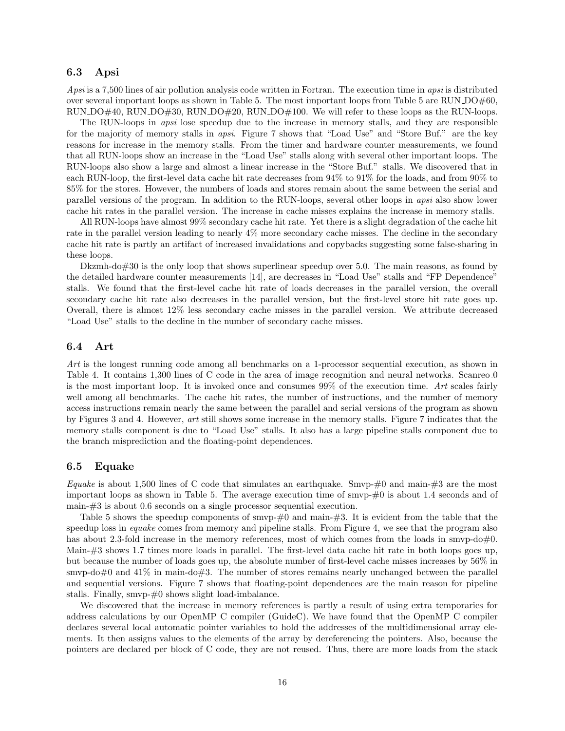### 6.3 Apsi

*Apsi* is a 7,500 lines of air pollution analysis code written in Fortran. The execution time in *apsi* is distributed over several important loops as shown in Table 5. The most important loops from Table 5 are RUN_DO#60, RUN_DO#40, RUN_DO#30, RUN_DO#20, RUN_DO#100. We will refer to these loops as the RUN-loops.

The RUN-loops in *apsi* lose speedup due to the increase in memory stalls, and they are responsible for the majority of memory stalls in *apsi*. Figure 7 shows that "Load Use" and "Store Buf." are the key reasons for increase in the memory stalls. From the timer and hardware counter measurements, we found that all RUN-loops show an increase in the "Load Use" stalls along with several other important loops. The RUN-loops also show a large and almost a linear increase in the "Store Buf." stalls. We discovered that in each RUN-loop, the first-level data cache hit rate decreases from 94% to 91% for the loads, and from 90% to 85% for the stores. However, the numbers of loads and stores remain about the same between the serial and parallel versions of the program. In addition to the RUN-loops, several other loops in *apsi* also show lower cache hit rates in the parallel version. The increase in cache misses explains the increase in memory stalls.

All RUN-loops have almost 99% secondary cache hit rate. Yet there is a slight degradation of the cache hit rate in the parallel version leading to nearly 4% more secondary cache misses. The decline in the secondary cache hit rate is partly an artifact of increased invalidations and copybacks suggesting some false-sharing in these loops.

Dkzmh-do#30 is the only loop that shows superlinear speedup over 5.0. The main reasons, as found by the detailed hardware counter measurements [14], are decreases in "Load Use" stalls and "FP Dependence" stalls. We found that the first-level cache hit rate of loads decreases in the parallel version, the overall secondary cache hit rate also decreases in the parallel version, but the first-level store hit rate goes up. Overall, there is almost 12% less secondary cache misses in the parallel version. We attribute decreased "Load Use" stalls to the decline in the number of secondary cache misses.

### 6.4 Art

*Art* is the longest running code among all benchmarks on a 1-processor sequential execution, as shown in Table 4. It contains 1,300 lines of C code in the area of image recognition and neural networks. Scanreo_0 is the most important loop. It is invoked once and consumes 99% of the execution time. *Art* scales fairly well among all benchmarks. The cache hit rates, the number of instructions, and the number of memory access instructions remain nearly the same between the parallel and serial versions of the program as shown by Figures 3 and 4. However, *art* still shows some increase in the memory stalls. Figure 7 indicates that the memory stalls component is due to "Load Use" stalls. It also has a large pipeline stalls component due to the branch misprediction and the floating-point dependences.

### 6.5 Equake

*Equake* is about 1,500 lines of C code that simulates an earthquake. Smvp-#0 and main-#3 are the most important loops as shown in Table 5. The average execution time of smvp-#0 is about 1.4 seconds and of main-#3 is about 0.6 seconds on a single processor sequential execution.

Table 5 shows the speedup components of smvp-#0 and main-#3. It is evident from the table that the speedup loss in *equake* comes from memory and pipeline stalls. From Figure 4, we see that the program also has about 2.3-fold increase in the memory references, most of which comes from the loads in smvp-do#0. Main-#3 shows 1.7 times more loads in parallel. The first-level data cache hit rate in both loops goes up, but because the number of loads goes up, the absolute number of first-level cache misses increases by 56% in smvp-do#0 and 41% in main-do#3. The number of stores remains nearly unchanged between the parallel and sequential versions. Figure 7 shows that floating-point dependences are the main reason for pipeline stalls. Finally, smvp-#0 shows slight load-imbalance.

We discovered that the increase in memory references is partly a result of using extra temporaries for address calculations by our OpenMP C compiler (GuideC). We have found that the OpenMP C compiler declares several local automatic pointer variables to hold the addresses of the multidimensional array elements. It then assigns values to the elements of the array by dereferencing the pointers. Also, because the pointers are declared per block of C code, they are not reused. Thus, there are more loads from the stack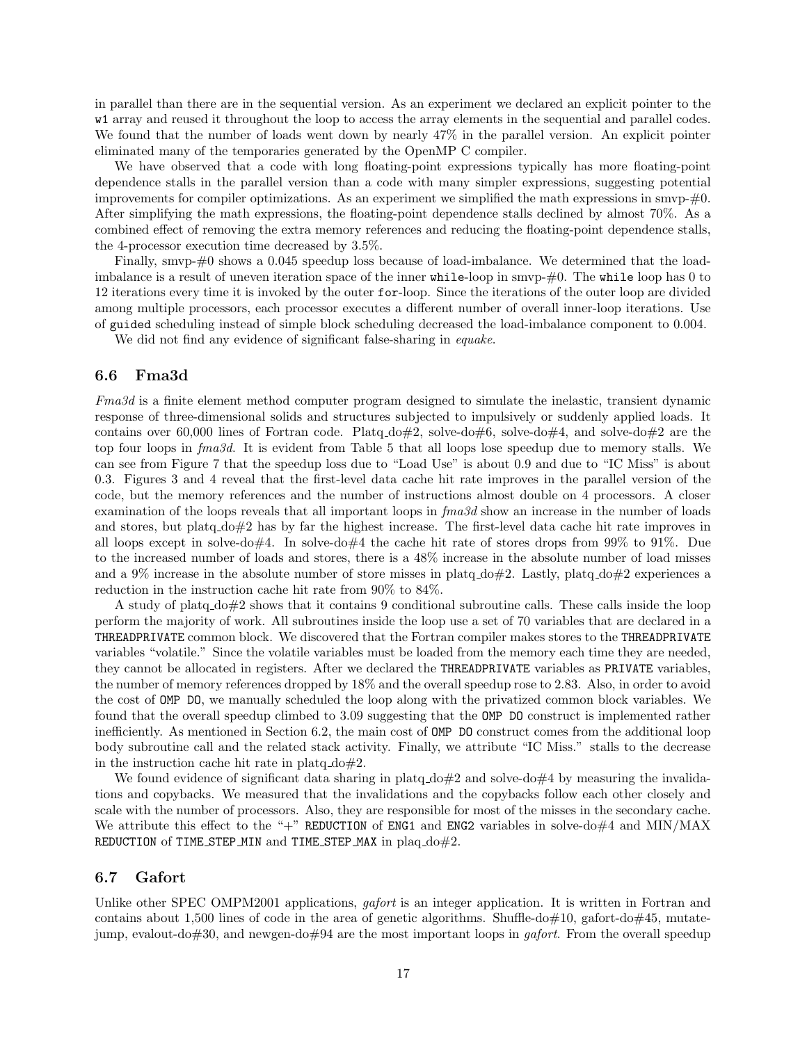in parallel than there are in the sequential version. As an experiment we declared an explicit pointer to the `w1` array and reused it throughout the loop to access the array elements in the sequential and parallel codes. We found that the number of loads went down by nearly 47% in the parallel version. An explicit pointer eliminated many of the temporaries generated by the OpenMP C compiler.

We have observed that a code with long floating-point expressions typically has more floating-point dependence stalls in the parallel version than a code with many simpler expressions, suggesting potential improvements for compiler optimizations. As an experiment we simplified the math expressions in smvp-#0. After simplifying the math expressions, the floating-point dependence stalls declined by almost 70%. As a combined effect of removing the extra memory references and reducing the floating-point dependence stalls, the 4-processor execution time decreased by 3.5%.

Finally, smvp-#0 shows a 0.045 speedup loss because of load-imbalance. We determined that the load-imbalance is a result of uneven iteration space of the inner `while`-loop in smvp-#0. The `while` loop has 0 to 12 iterations every time it is invoked by the outer `for`-loop. Since the iterations of the outer loop are divided among multiple processors, each processor executes a different number of overall inner-loop iterations. Use of `guided` scheduling instead of simple block scheduling decreased the load-imbalance component to 0.004.

We did not find any evidence of significant false-sharing in *equake*.

### 6.6 Fma3d

*Fma3d* is a finite element method computer program designed to simulate the inelastic, transient dynamic response of three-dimensional solids and structures subjected to impulsively or suddenly applied loads. It contains over 60,000 lines of Fortran code. Platq_do#2, solve-do#6, solve-do#4, and solve-do#2 are the top four loops in *fma3d*. It is evident from Table 5 that all loops lose speedup due to memory stalls. We can see from Figure 7 that the speedup loss due to "Load Use" is about 0.9 and due to "IC Miss" is about 0.3. Figures 3 and 4 reveal that the first-level data cache hit rate improves in the parallel version of the code, but the memory references and the number of instructions almost double on 4 processors. A closer examination of the loops reveals that all important loops in *fma3d* show an increase in the number of loads and stores, but platq_do#2 has by far the highest increase. The first-level data cache hit rate improves in all loops except in solve-do#4. In solve-do#4 the cache hit rate of stores drops from 99% to 91%. Due to the increased number of loads and stores, there is a 48% increase in the absolute number of load misses and a 9% increase in the absolute number of store misses in platq_do#2. Lastly, platq_do#2 experiences a reduction in the instruction cache hit rate from 90% to 84%.

A study of platq_do#2 shows that it contains 9 conditional subroutine calls. These calls inside the loop perform the majority of work. All subroutines inside the loop use a set of 70 variables that are declared in a `THREADPRIVATE` common block. We discovered that the Fortran compiler makes stores to the `THREADPRIVATE` variables "volatile." Since the volatile variables must be loaded from the memory each time they are needed, they cannot be allocated in registers. After we declared the `THREADPRIVATE` variables as `PRIVATE` variables, the number of memory references dropped by 18% and the overall speedup rose to 2.83. Also, in order to avoid the cost of `OMP DO`, we manually scheduled the loop along with the privatized common block variables. We found that the overall speedup climbed to 3.09 suggesting that the `OMP DO` construct is implemented rather inefficiently. As mentioned in Section 6.2, the main cost of `OMP DO` construct comes from the additional loop body subroutine call and the related stack activity. Finally, we attribute "IC Miss." stalls to the decrease in the instruction cache hit rate in platq_do#2.

We found evidence of significant data sharing in platq_do#2 and solve-do#4 by measuring the invalidations and copybacks. We measured that the invalidations and the copybacks follow each other closely and scale with the number of processors. Also, they are responsible for most of the misses in the secondary cache. We attribute this effect to the "+" `REDUCTION` of `ENG1` and `ENG2` variables in solve-do#4 and MIN/MAX `REDUCTION` of `TIME_STEP_MIN` and `TIME_STEP_MAX` in plaq_do#2.

### 6.7 Gafort

Unlike other SPEC OMPM2001 applications, *gafort* is an integer application. It is written in Fortran and contains about 1,500 lines of code in the area of genetic algorithms. Shuffle-do#10, gafort-do#45, mutate-jump, evalout-do#30, and newgen-do#94 are the most important loops in *gafort*. From the overall speedup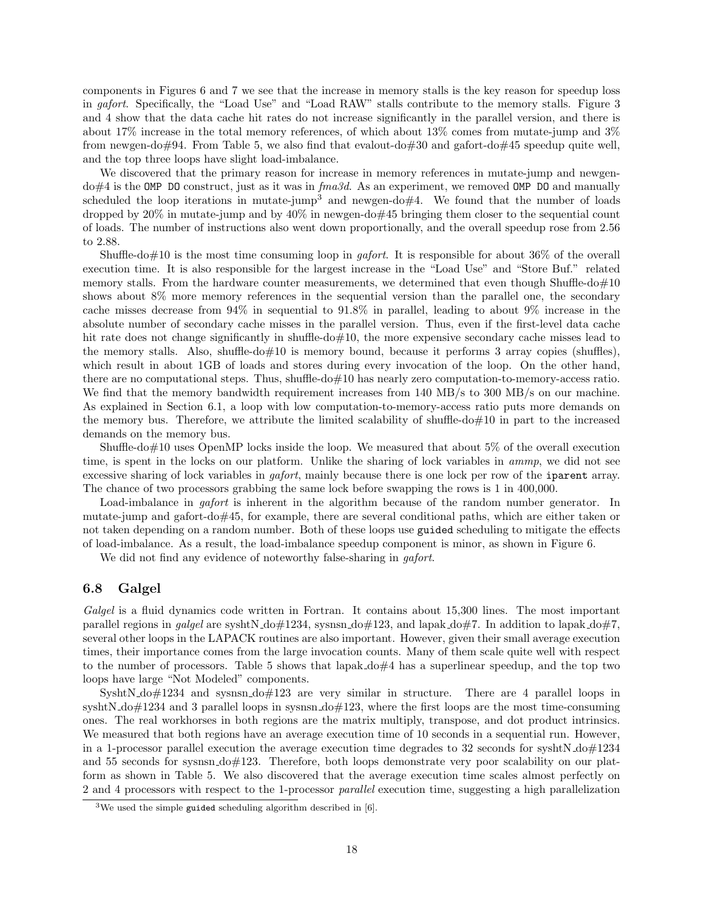components in Figures 6 and 7 we see that the increase in memory stalls is the key reason for speedup loss in *gafort*. Specifically, the "Load Use" and "Load RAW" stalls contribute to the memory stalls. Figure 3 and 4 show that the data cache hit rates do not increase significantly in the parallel version, and there is about 17% increase in the total memory references, of which about 13% comes from mutate-jump and 3% from newgen-do#94. From Table 5, we also find that evalout-do#30 and gafort-do#45 speedup quite well, and the top three loops have slight load-imbalance.

We discovered that the primary reason for increase in memory references in mutate-jump and newgen-do#4 is the `OMP DO` construct, just as it was in *fma3d*. As an experiment, we removed `OMP DO` and manually scheduled the loop iterations in mutate-jump[3] and newgen-do#4. We found that the number of loads dropped by 20% in mutate-jump and by 40% in newgen-do#45 bringing them closer to the sequential count of loads. The number of instructions also went down proportionally, and the overall speedup rose from 2.56 to 2.88.

Shuffle-do#10 is the most time consuming loop in *gafort*. It is responsible for about 36% of the overall execution time. It is also responsible for the largest increase in the "Load Use" and "Store Buf." related memory stalls. From the hardware counter measurements, we determined that even though Shuffle-do#10 shows about 8% more memory references in the sequential version than the parallel one, the secondary cache misses decrease from 94% in sequential to 91.8% in parallel, leading to about 9% increase in the absolute number of secondary cache misses in the parallel version. Thus, even if the first-level data cache hit rate does not change significantly in shuffle-do#10, the more expensive secondary cache misses lead to the memory stalls. Also, shuffle-do#10 is memory bound, because it performs 3 array copies (shuffles), which result in about 1GB of loads and stores during every invocation of the loop. On the other hand, there are no computational steps. Thus, shuffle-do#10 has nearly zero computation-to-memory-access ratio. We find that the memory bandwidth requirement increases from 140 MB/s to 300 MB/s on our machine. As explained in Section 6.1, a loop with low computation-to-memory-access ratio puts more demands on the memory bus. Therefore, we attribute the limited scalability of shuffle-do#10 in part to the increased demands on the memory bus.

Shuffle-do#10 uses OpenMP locks inside the loop. We measured that about 5% of the overall execution time, is spent in the locks on our platform. Unlike the sharing of lock variables in *ammp*, we did not see excessive sharing of lock variables in *gafort*, mainly because there is one lock per row of the `iparent` array. The chance of two processors grabbing the same lock before swapping the rows is 1 in 400,000.

Load-imbalance in *gafort* is inherent in the algorithm because of the random number generator. In mutate-jump and gafort-do#45, for example, there are several conditional paths, which are either taken or not taken depending on a random number. Both of these loops use `guided` scheduling to mitigate the effects of load-imbalance. As a result, the load-imbalance speedup component is minor, as shown in Figure 6.

We did not find any evidence of noteworthy false-sharing in *gafort*.

### 6.8 Galgel

*Galgel* is a fluid dynamics code written in Fortran. It contains about 15,300 lines. The most important parallel regions in *galgel* are syshtN_do#1234, sysnsn_do#123, and lapak_do#7. In addition to lapak_do#7, several other loops in the LAPACK routines are also important. However, given their small average execution times, their importance comes from the large invocation counts. Many of them scale quite well with respect to the number of processors. Table 5 shows that lapak_do#4 has a superlinear speedup, and the top two loops have large "Not Modeled" components.

SyshtN_do#1234 and sysnsn_do#123 are very similar in structure. There are 4 parallel loops in syshtN_do#1234 and 3 parallel loops in sysnsn_do#123, where the first loops are the most time-consuming ones. The real workhorses in both regions are the matrix multiply, transpose, and dot product intrinsics. We measured that both regions have an average execution time of 10 seconds in a sequential run. However, in a 1-processor parallel execution the average execution time degrades to 32 seconds for syshtN_do#1234 and 55 seconds for sysnsn_do#123. Therefore, both loops demonstrate very poor scalability on our platform as shown in Table 5. We also discovered that the average execution time scales almost perfectly on 2 and 4 processors with respect to the 1-processor *parallel* execution time, suggesting a high parallelization

[3] We used the simple `guided` scheduling algorithm described in [6].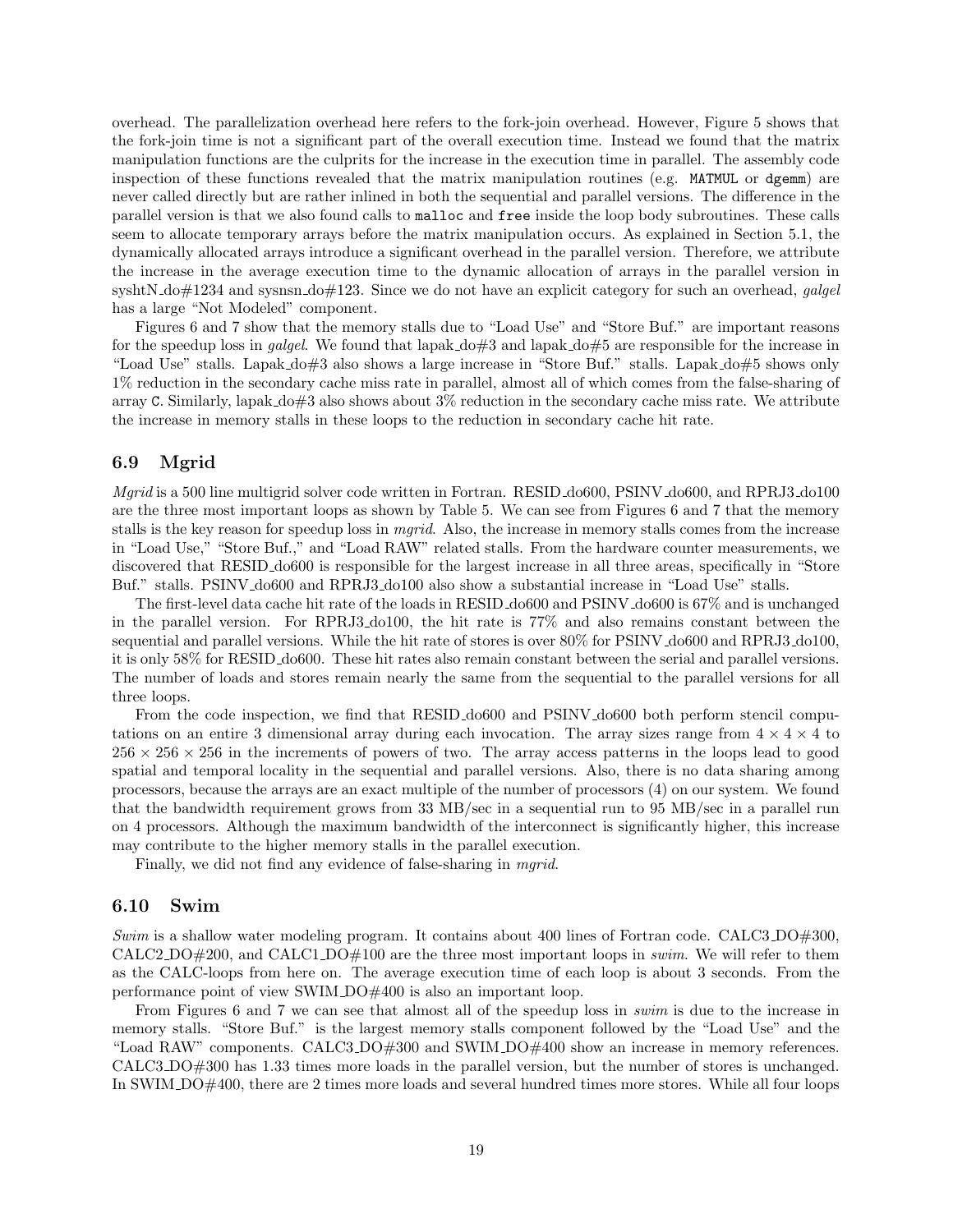overhead. The parallelization overhead here refers to the fork-join overhead. However, Figure 5 shows that the fork-join time is not a significant part of the overall execution time. Instead we found that the matrix manipulation functions are the culprits for the increase in the execution time in parallel. The assembly code inspection of these functions revealed that the matrix manipulation routines (e.g. `MATMUL` or `dgemm`) are never called directly but are rather inlined in both the sequential and parallel versions. The difference in the parallel version is that we also found calls to `malloc` and `free` inside the loop body subroutines. These calls seem to allocate temporary arrays before the matrix manipulation occurs. As explained in Section 5.1, the dynamically allocated arrays introduce a significant overhead in the parallel version. Therefore, we attribute the increase in the average execution time to the dynamic allocation of arrays in the parallel version in syshtN_do#1234 and sysnsn_do#123. Since we do not have an explicit category for such an overhead, *galgel* has a large "Not Modeled" component.

Figures 6 and 7 show that the memory stalls due to "Load Use" and "Store Buf." are important reasons for the speedup loss in *galgel*. We found that lapak_do#3 and lapak_do#5 are responsible for the increase in "Load Use" stalls. Lapak_do#3 also shows a large increase in "Store Buf." stalls. Lapak_do#5 shows only 1% reduction in the secondary cache miss rate in parallel, almost all of which comes from the false-sharing of array `C`. Similarly, lapak_do#3 also shows about 3% reduction in the secondary cache miss rate. We attribute the increase in memory stalls in these loops to the reduction in secondary cache hit rate.

## 6.9 Mgrid

*Mgrid* is a 500 line multigrid solver code written in Fortran. RESID_do600, PSINV_do600, and RPRJ3_do100 are the three most important loops as shown by Table 5. We can see from Figures 6 and 7 that the memory stalls is the key reason for speedup loss in *mgrid*. Also, the increase in memory stalls comes from the increase in "Load Use," "Store Buf.," and "Load RAW" related stalls. From the hardware counter measurements, we discovered that RESID_do600 is responsible for the largest increase in all three areas, specifically in "Store Buf." stalls. PSINV_do600 and RPRJ3_do100 also show a substantial increase in "Load Use" stalls.

The first-level data cache hit rate of the loads in RESID_do600 and PSINV_do600 is 67% and is unchanged in the parallel version. For RPRJ3_do100, the hit rate is 77% and also remains constant between the sequential and parallel versions. While the hit rate of stores is over 80% for PSINV_do600 and RPRJ3_do100, it is only 58% for RESID_do600. These hit rates also remain constant between the serial and parallel versions. The number of loads and stores remain nearly the same from the sequential to the parallel versions for all three loops.

From the code inspection, we find that RESID_do600 and PSINV_do600 both perform stencil computations on an entire 3 dimensional array during each invocation. The array sizes range from $4 \times 4 \times 4$ to $256 \times 256 \times 256$ in the increments of powers of two. The array access patterns in the loops lead to good spatial and temporal locality in the sequential and parallel versions. Also, there is no data sharing among processors, because the arrays are an exact multiple of the number of processors (4) on our system. We found that the bandwidth requirement grows from 33 MB/sec in a sequential run to 95 MB/sec in a parallel run on 4 processors. Although the maximum bandwidth of the interconnect is significantly higher, this increase may contribute to the higher memory stalls in the parallel execution.

Finally, we did not find any evidence of false-sharing in *mgrid*.

## 6.10 Swim

*Swim* is a shallow water modeling program. It contains about 400 lines of Fortran code. CALC3_DO#300, CALC2_DO#200, and CALC1_DO#100 are the three most important loops in *swim*. We will refer to them as the CALC-loops from here on. The average execution time of each loop is about 3 seconds. From the performance point of view SWIM_DO#400 is also an important loop.

From Figures 6 and 7 we can see that almost all of the speedup loss in *swim* is due to the increase in memory stalls. "Store Buf." is the largest memory stalls component followed by the "Load Use" and the "Load RAW" components. CALC3_DO#300 and SWIM_DO#400 show an increase in memory references. CALC3_DO#300 has 1.33 times more loads in the parallel version, but the number of stores is unchanged. In SWIM_DO#400, there are 2 times more loads and several hundred times more stores. While all four loops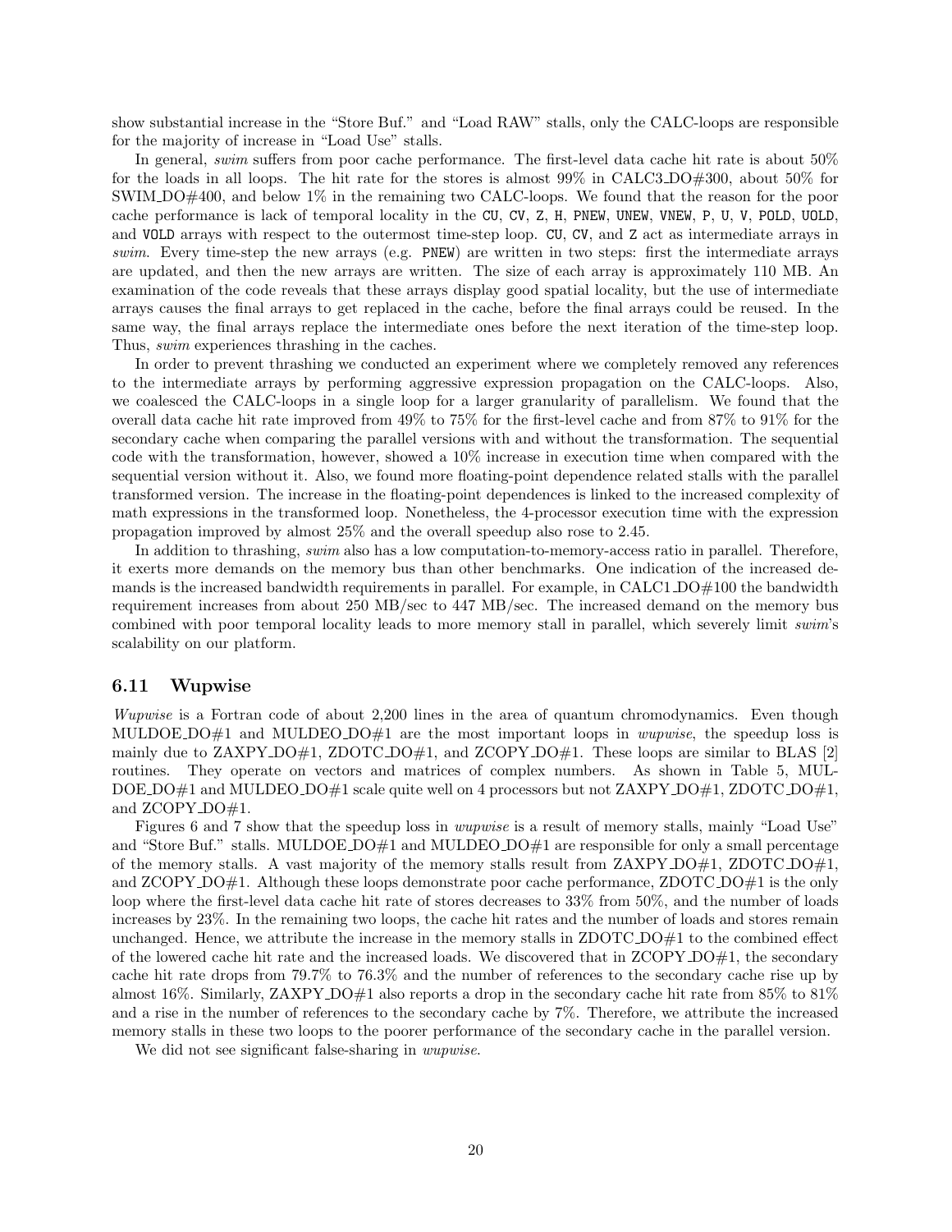show substantial increase in the "Store Buf." and "Load RAW" stalls, only the CALC-loops are responsible for the majority of increase in "Load Use" stalls.

In general, *swim* suffers from poor cache performance. The first-level data cache hit rate is about 50% for the loads in all loops. The hit rate for the stores is almost 99% in CALC3_DO#300, about 50% for SWIM_DO#400, and below 1% in the remaining two CALC-loops. We found that the reason for the poor cache performance is lack of temporal locality in the `CU`, `CV`, `Z`, `H`, `PNEW`, `UNEW`, `VNEW`, `P`, `U`, `V`, `POLD`, `UOLD`, and `VOLD` arrays with respect to the outermost time-step loop. `CU`, `CV`, and `Z` act as intermediate arrays in *swim*. Every time-step the new arrays (e.g. `PNEW`) are written in two steps: first the intermediate arrays are updated, and then the new arrays are written. The size of each array is approximately 110 MB. An examination of the code reveals that these arrays display good spatial locality, but the use of intermediate arrays causes the final arrays to get replaced in the cache, before the final arrays could be reused. In the same way, the final arrays replace the intermediate ones before the next iteration of the time-step loop. Thus, *swim* experiences thrashing in the caches.

In order to prevent thrashing we conducted an experiment where we completely removed any references to the intermediate arrays by performing aggressive expression propagation on the CALC-loops. Also, we coalesced the CALC-loops in a single loop for a larger granularity of parallelism. We found that the overall data cache hit rate improved from 49% to 75% for the first-level cache and from 87% to 91% for the secondary cache when comparing the parallel versions with and without the transformation. The sequential code with the transformation, however, showed a 10% increase in execution time when compared with the sequential version without it. Also, we found more floating-point dependence related stalls with the parallel transformed version. The increase in the floating-point dependences is linked to the increased complexity of math expressions in the transformed loop. Nonetheless, the 4-processor execution time with the expression propagation improved by almost 25% and the overall speedup also rose to 2.45.

In addition to thrashing, *swim* also has a low computation-to-memory-access ratio in parallel. Therefore, it exerts more demands on the memory bus than other benchmarks. One indication of the increased demands is the increased bandwidth requirements in parallel. For example, in CALC1_DO#100 the bandwidth requirement increases from about 250 MB/sec to 447 MB/sec. The increased demand on the memory bus combined with poor temporal locality leads to more memory stall in parallel, which severely limit *swim*'s scalability on our platform.

### 6.11 Wupwise

*Wupwise* is a Fortran code of about 2,200 lines in the area of quantum chromodynamics. Even though MULDOE_DO#1 and MULDEO_DO#1 are the most important loops in *wupwise*, the speedup loss is mainly due to ZAXPY_DO#1, ZDOTC_DO#1, and ZCOPY_DO#1. These loops are similar to BLAS [2] routines. They operate on vectors and matrices of complex numbers. As shown in Table 5, MULDOE_DO#1 and MULDEO_DO#1 scale quite well on 4 processors but not ZAXPY_DO#1, ZDOTC_DO#1, and ZCOPY_DO#1.

Figures 6 and 7 show that the speedup loss in *wupwise* is a result of memory stalls, mainly "Load Use" and "Store Buf." stalls. MULDOE_DO#1 and MULDEO_DO#1 are responsible for only a small percentage of the memory stalls. A vast majority of the memory stalls result from ZAXPY_DO#1, ZDOTC_DO#1, and ZCOPY_DO#1. Although these loops demonstrate poor cache performance, ZDOTC_DO#1 is the only loop where the first-level data cache hit rate of stores decreases to 33% from 50%, and the number of loads increases by 23%. In the remaining two loops, the cache hit rates and the number of loads and stores remain unchanged. Hence, we attribute the increase in the memory stalls in ZDOTC_DO#1 to the combined effect of the lowered cache hit rate and the increased loads. We discovered that in ZCOPY_DO#1, the secondary cache hit rate drops from 79.7% to 76.3% and the number of references to the secondary cache rise up by almost 16%. Similarly, ZAXPY_DO#1 also reports a drop in the secondary cache hit rate from 85% to 81% and a rise in the number of references to the secondary cache by 7%. Therefore, we attribute the increased memory stalls in these two loops to the poorer performance of the secondary cache in the parallel version.

We did not see significant false-sharing in *wupwise*.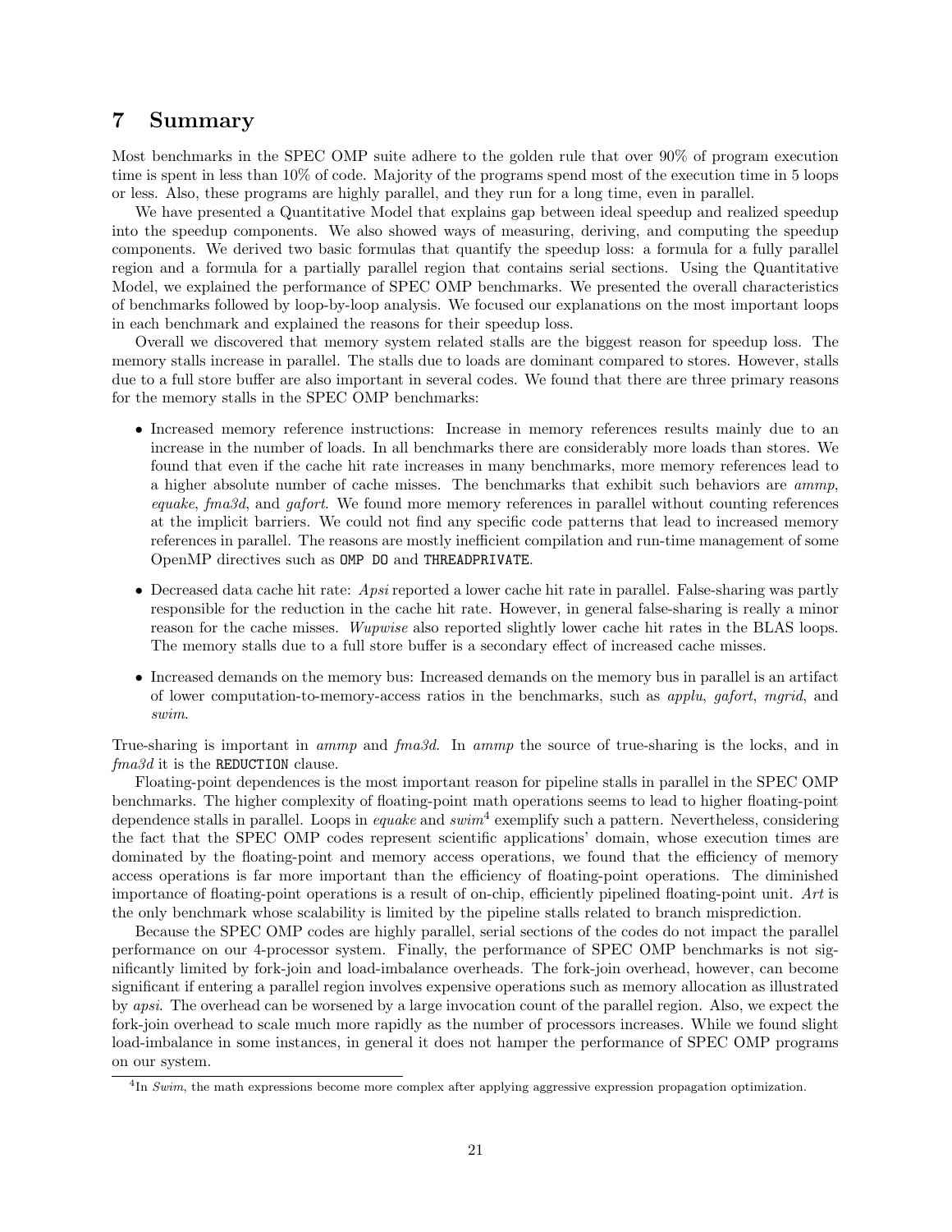# 7 Summary

Most benchmarks in the SPEC OMP suite adhere to the golden rule that over 90% of program execution time is spent in less than 10% of code. Majority of the programs spend most of the execution time in 5 loops or less. Also, these programs are highly parallel, and they run for a long time, even in parallel.

We have presented a Quantitative Model that explains gap between ideal speedup and realized speedup into the speedup components. We also showed ways of measuring, deriving, and computing the speedup components. We derived two basic formulas that quantify the speedup loss: a formula for a fully parallel region and a formula for a partially parallel region that contains serial sections. Using the Quantitative Model, we explained the performance of SPEC OMP benchmarks. We presented the overall characteristics of benchmarks followed by loop-by-loop analysis. We focused our explanations on the most important loops in each benchmark and explained the reasons for their speedup loss.

Overall we discovered that memory system related stalls are the biggest reason for speedup loss. The memory stalls increase in parallel. The stalls due to loads are dominant compared to stores. However, stalls due to a full store buffer are also important in several codes. We found that there are three primary reasons for the memory stalls in the SPEC OMP benchmarks:

- Increased memory reference instructions: Increase in memory references results mainly due to an increase in the number of loads. In all benchmarks there are considerably more loads than stores. We found that even if the cache hit rate increases in many benchmarks, more memory references lead to a higher absolute number of cache misses. The benchmarks that exhibit such behaviors are *ammp*, *equake*, *fma3d*, and *gafort*. We found more memory references in parallel without counting references at the implicit barriers. We could not find any specific code patterns that lead to increased memory references in parallel. The reasons are mostly inefficient compilation and run-time management of some OpenMP directives such as `OMP DO` and `THREADPRIVATE`.
- Decreased data cache hit rate: *Apsi* reported a lower cache hit rate in parallel. False-sharing was partly responsible for the reduction in the cache hit rate. However, in general false-sharing is really a minor reason for the cache misses. *Wupwise* also reported slightly lower cache hit rates in the BLAS loops. The memory stalls due to a full store buffer is a secondary effect of increased cache misses.
- Increased demands on the memory bus: Increased demands on the memory bus in parallel is an artifact of lower computation-to-memory-access ratios in the benchmarks, such as *applu*, *gafort*, *mgrid*, and *swim*.

True-sharing is important in *ammp* and *fma3d*. In *ammp* the source of true-sharing is the locks, and in *fma3d* it is the `REDUCTION` clause.

Floating-point dependences is the most important reason for pipeline stalls in parallel in the SPEC OMP benchmarks. The higher complexity of floating-point math operations seems to lead to higher floating-point dependence stalls in parallel. Loops in *equake* and *swim*[4] exemplify such a pattern. Nevertheless, considering the fact that the SPEC OMP codes represent scientific applications' domain, whose execution times are dominated by the floating-point and memory access operations, we found that the efficiency of memory access operations is far more important than the efficiency of floating-point operations. The diminished importance of floating-point operations is a result of on-chip, efficiently pipelined floating-point unit. *Art* is the only benchmark whose scalability is limited by the pipeline stalls related to branch misprediction.

Because the SPEC OMP codes are highly parallel, serial sections of the codes do not impact the parallel performance on our 4-processor system. Finally, the performance of SPEC OMP benchmarks is not significantly limited by fork-join and load-imbalance overheads. The fork-join overhead, however, can become significant if entering a parallel region involves expensive operations such as memory allocation as illustrated by *apsi*. The overhead can be worsened by a large invocation count of the parallel region. Also, we expect the fork-join overhead to scale much more rapidly as the number of processors increases. While we found slight load-imbalance in some instances, in general it does not hamper the performance of SPEC OMP programs on our system.

[4] In *Swim*, the math expressions become more complex after applying aggressive expression propagation optimization.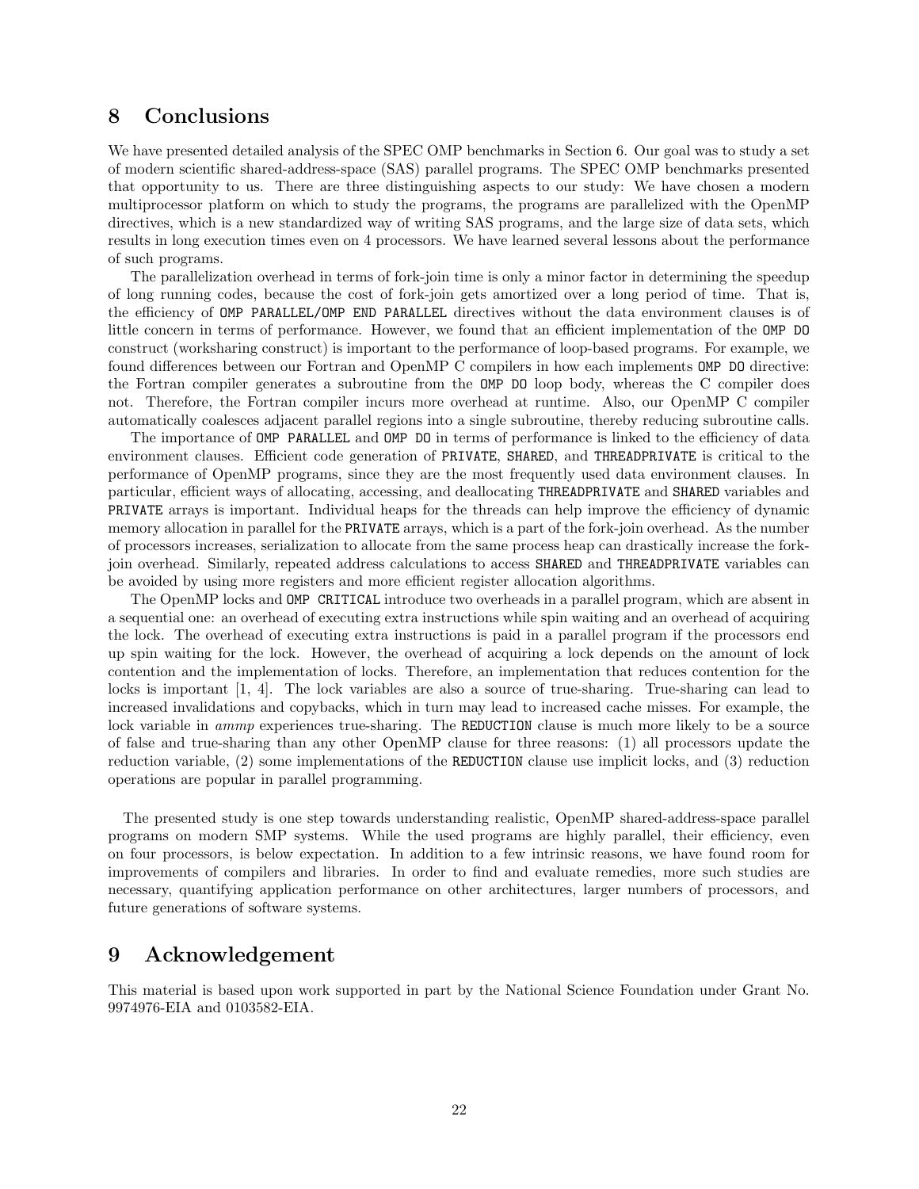# 8 Conclusions

We have presented detailed analysis of the SPEC OMP benchmarks in Section 6. Our goal was to study a set of modern scientific shared-address-space (SAS) parallel programs. The SPEC OMP benchmarks presented that opportunity to us. There are three distinguishing aspects to our study: We have chosen a modern multiprocessor platform on which to study the programs, the programs are parallelized with the OpenMP directives, which is a new standardized way of writing SAS programs, and the large size of data sets, which results in long execution times even on 4 processors. We have learned several lessons about the performance of such programs.

The parallelization overhead in terms of fork-join time is only a minor factor in determining the speedup of long running codes, because the cost of fork-join gets amortized over a long period of time. That is, the efficiency of `OMP PARALLEL/OMP END PARALLEL` directives without the data environment clauses is of little concern in terms of performance. However, we found that an efficient implementation of the `OMP DO` construct (worksharing construct) is important to the performance of loop-based programs. For example, we found differences between our Fortran and OpenMP C compilers in how each implements `OMP DO` directive: the Fortran compiler generates a subroutine from the `OMP DO` loop body, whereas the C compiler does not. Therefore, the Fortran compiler incurs more overhead at runtime. Also, our OpenMP C compiler automatically coalesces adjacent parallel regions into a single subroutine, thereby reducing subroutine calls.

The importance of `OMP PARALLEL` and `OMP DO` in terms of performance is linked to the efficiency of data environment clauses. Efficient code generation of `PRIVATE`, `SHARED`, and `THREADPRIVATE` is critical to the performance of OpenMP programs, since they are the most frequently used data environment clauses. In particular, efficient ways of allocating, accessing, and deallocating `THREADPRIVATE` and `SHARED` variables and `PRIVATE` arrays is important. Individual heaps for the threads can help improve the efficiency of dynamic memory allocation in parallel for the `PRIVATE` arrays, which is a part of the fork-join overhead. As the number of processors increases, serialization to allocate from the same process heap can drastically increase the fork-join overhead. Similarly, repeated address calculations to access `SHARED` and `THREADPRIVATE` variables can be avoided by using more registers and more efficient register allocation algorithms.

The OpenMP locks and `OMP CRITICAL` introduce two overheads in a parallel program, which are absent in a sequential one: an overhead of executing extra instructions while spin waiting and an overhead of acquiring the lock. The overhead of executing extra instructions is paid in a parallel program if the processors end up spin waiting for the lock. However, the overhead of acquiring a lock depends on the amount of lock contention and the implementation of locks. Therefore, an implementation that reduces contention for the locks is important [1, 4]. The lock variables are also a source of true-sharing. True-sharing can lead to increased invalidations and copybacks, which in turn may lead to increased cache misses. For example, the lock variable in *ammp* experiences true-sharing. The `REDUCTION` clause is much more likely to be a source of false and true-sharing than any other OpenMP clause for three reasons: (1) all processors update the reduction variable, (2) some implementations of the `REDUCTION` clause use implicit locks, and (3) reduction operations are popular in parallel programming.

The presented study is one step towards understanding realistic, OpenMP shared-address-space parallel programs on modern SMP systems. While the used programs are highly parallel, their efficiency, even on four processors, is below expectation. In addition to a few intrinsic reasons, we have found room for improvements of compilers and libraries. In order to find and evaluate remedies, more such studies are necessary, quantifying application performance on other architectures, larger numbers of processors, and future generations of software systems.

# 9 Acknowledgement

This material is based upon work supported in part by the National Science Foundation under Grant No. 9974976-EIA and 0103582-EIA.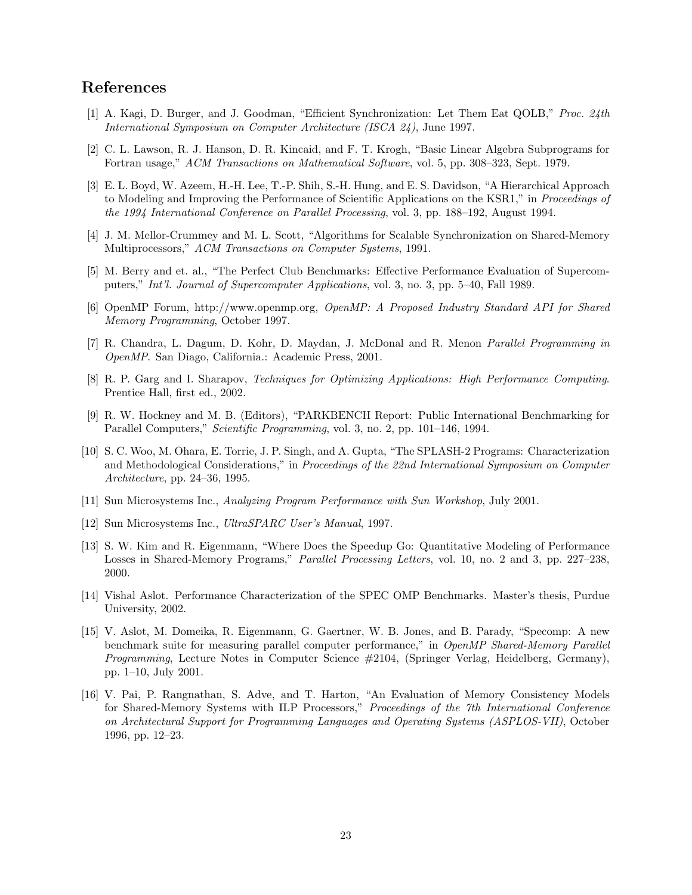## References

[1] A. Kagi, D. Burger, and J. Goodman, "Efficient Synchronization: Let Them Eat QOLB," *Proc. 24th International Symposium on Computer Architecture (ISCA 24)*, June 1997.

[2] C. L. Lawson, R. J. Hanson, D. R. Kincaid, and F. T. Krogh, "Basic Linear Algebra Subprograms for Fortran usage," *ACM Transactions on Mathematical Software*, vol. 5, pp. 308–323, Sept. 1979.

[3] E. L. Boyd, W. Azeem, H.-H. Lee, T.-P. Shih, S.-H. Hung, and E. S. Davidson, "A Hierarchical Approach to Modeling and Improving the Performance of Scientific Applications on the KSR1," in *Proceedings of the 1994 International Conference on Parallel Processing*, vol. 3, pp. 188–192, August 1994.

[4] J. M. Mellor-Crummey and M. L. Scott, "Algorithms for Scalable Synchronization on Shared-Memory Multiprocessors," *ACM Transactions on Computer Systems*, 1991.

[5] M. Berry and et. al., "The Perfect Club Benchmarks: Effective Performance Evaluation of Supercomputers," *Int'l. Journal of Supercomputer Applications*, vol. 3, no. 3, pp. 5–40, Fall 1989.

[6] OpenMP Forum, http://www.openmp.org, *OpenMP: A Proposed Industry Standard API for Shared Memory Programming*, October 1997.

[7] R. Chandra, L. Dagum, D. Kohr, D. Maydan, J. McDonal and R. Menon *Parallel Programming in OpenMP.* San Diago, California.: Academic Press, 2001.

[8] R. P. Garg and I. Sharapov, *Techniques for Optimizing Applications: High Performance Computing*. Prentice Hall, first ed., 2002.

[9] R. W. Hockney and M. B. (Editors), "PARKBENCH Report: Public International Benchmarking for Parallel Computers," *Scientific Programming*, vol. 3, no. 2, pp. 101–146, 1994.

[10] S. C. Woo, M. Ohara, E. Torrie, J. P. Singh, and A. Gupta, "The SPLASH-2 Programs: Characterization and Methodological Considerations," in *Proceedings of the 22nd International Symposium on Computer Architecture*, pp. 24–36, 1995.

[11] Sun Microsystems Inc., *Analyzing Program Performance with Sun Workshop*, July 2001.

[12] Sun Microsystems Inc., *UltraSPARC User's Manual*, 1997.

[13] S. W. Kim and R. Eigenmann, "Where Does the Speedup Go: Quantitative Modeling of Performance Losses in Shared-Memory Programs," *Parallel Processing Letters*, vol. 10, no. 2 and 3, pp. 227–238, 2000.

[14] Vishal Aslot. Performance Characterization of the SPEC OMP Benchmarks. Master's thesis, Purdue University, 2002.

[15] V. Aslot, M. Domeika, R. Eigenmann, G. Gaertner, W. B. Jones, and B. Parady, "Specomp: A new benchmark suite for measuring parallel computer performance," in *OpenMP Shared-Memory Parallel Programming*, Lecture Notes in Computer Science #2104, (Springer Verlag, Heidelberg, Germany), pp. 1–10, July 2001.

[16] V. Pai, P. Rangnathan, S. Adve, and T. Harton, "An Evaluation of Memory Consistency Models for Shared-Memory Systems with ILP Processors," *Proceedings of the 7th International Conference on Architectural Support for Programming Languages and Operating Systems (ASPLOS-VII)*, October 1996, pp. 12–23.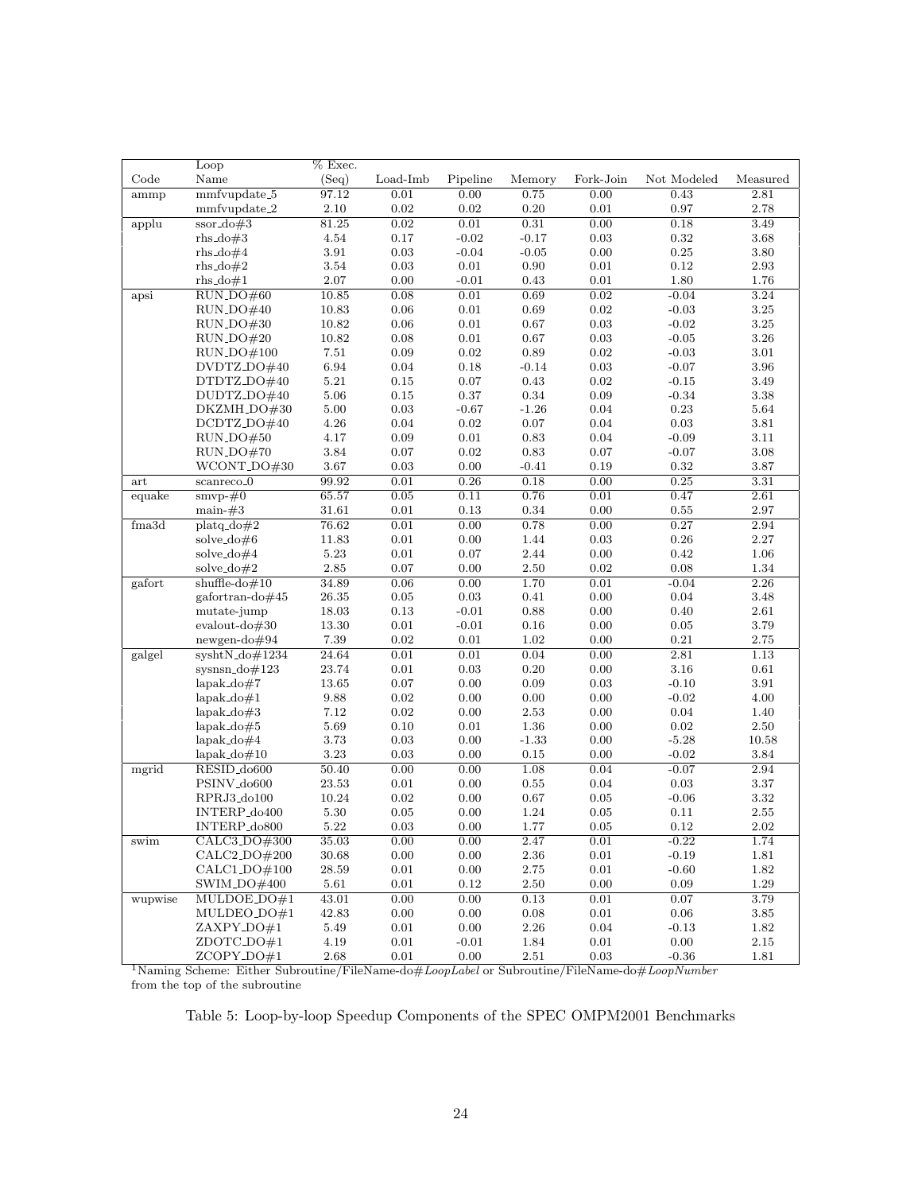| Code | Loop Name | % Exec. (Seq) | Load-Imb | Pipeline | Memory | Fork-Join | Not Modeled | Measured |
|---|---|---|---|---|---|---|---|---|
| ammp | mmfvupdate_5 | 97.12 | 0.01 | 0.00 | 0.75 | 0.00 | 0.43 | 2.81 |
| | mmfvupdate_2 | 2.10 | 0.02 | 0.02 | 0.20 | 0.01 | 0.97 | 2.78 |
| applu | ssor_do#3 | 81.25 | 0.02 | 0.01 | 0.31 | 0.00 | 0.18 | 3.49 |
| | rhs_do#3 | 4.54 | 0.17 | -0.02 | -0.17 | 0.03 | 0.32 | 3.68 |
| | rhs_do#4 | 3.91 | 0.03 | -0.04 | -0.05 | 0.00 | 0.25 | 3.80 |
| | rhs_do#2 | 3.54 | 0.03 | 0.01 | 0.90 | 0.01 | 0.12 | 2.93 |
| | rhs_do#1 | 2.07 | 0.00 | -0.01 | 0.43 | 0.01 | 1.80 | 1.76 |
| apsi | RUN_DO#60 | 10.85 | 0.08 | 0.01 | 0.69 | 0.02 | -0.04 | 3.24 |
| | RUN_DO#40 | 10.83 | 0.06 | 0.01 | 0.69 | 0.02 | -0.03 | 3.25 |
| | RUN_DO#30 | 10.82 | 0.06 | 0.01 | 0.67 | 0.03 | -0.02 | 3.25 |
| | RUN_DO#20 | 10.82 | 0.08 | 0.01 | 0.67 | 0.03 | -0.05 | 3.26 |
| | RUN_DO#100 | 7.51 | 0.09 | 0.02 | 0.89 | 0.02 | -0.03 | 3.01 |
| | DVDTZ_DO#40 | 6.94 | 0.04 | 0.18 | -0.14 | 0.03 | -0.07 | 3.96 |
| | DTDTZ_DO#40 | 5.21 | 0.15 | 0.07 | 0.43 | 0.02 | -0.15 | 3.49 |
| | DUDTZ_DO#40 | 5.06 | 0.15 | 0.37 | 0.34 | 0.09 | -0.34 | 3.38 |
| | DKZMH_DO#30 | 5.00 | 0.03 | -0.67 | -1.26 | 0.04 | 0.23 | 5.64 |
| | DCDTZ_DO#40 | 4.26 | 0.04 | 0.02 | 0.07 | 0.04 | 0.03 | 3.81 |
| | RUN_DO#50 | 4.17 | 0.09 | 0.01 | 0.83 | 0.04 | -0.09 | 3.11 |
| | RUN_DO#70 | 3.84 | 0.07 | 0.02 | 0.83 | 0.07 | -0.07 | 3.08 |
| | WCONT_DO#30 | 3.67 | 0.03 | 0.00 | -0.41 | 0.19 | 0.32 | 3.87 |
| art | scanreco_0 | 99.92 | 0.01 | 0.26 | 0.18 | 0.00 | 0.25 | 3.31 |
| equake | smvp-#0 | 65.57 | 0.05 | 0.11 | 0.76 | 0.01 | 0.47 | 2.61 |
| | main-#3 | 31.61 | 0.01 | 0.13 | 0.34 | 0.00 | 0.55 | 2.97 |
| fma3d | platq_do#2 | 76.62 | 0.01 | 0.00 | 0.78 | 0.00 | 0.27 | 2.94 |
| | solve_do#6 | 11.83 | 0.01 | 0.00 | 1.44 | 0.03 | 0.26 | 2.27 |
| | solve_do#4 | 5.23 | 0.01 | 0.07 | 2.44 | 0.00 | 0.42 | 1.06 |
| | solve_do#2 | 2.85 | 0.07 | 0.00 | 2.50 | 0.02 | 0.08 | 1.34 |
| gafort | shuffle-do#10 | 34.89 | 0.06 | 0.00 | 1.70 | 0.01 | -0.04 | 2.26 |
| | gafortran-do#45 | 26.35 | 0.05 | 0.03 | 0.41 | 0.00 | 0.04 | 3.48 |
| | mutate-jump | 18.03 | 0.13 | -0.01 | 0.88 | 0.00 | 0.40 | 2.61 |
| | evalout-do#30 | 13.30 | 0.01 | -0.01 | 0.16 | 0.00 | 0.05 | 3.79 |
| | newgen-do#94 | 7.39 | 0.02 | 0.01 | 1.02 | 0.00 | 0.21 | 2.75 |
| galgel | syshtN_do#1234 | 24.64 | 0.01 | 0.01 | 0.04 | 0.00 | 2.81 | 1.13 |
| | sysnsn_do#123 | 23.74 | 0.01 | 0.03 | 0.20 | 0.00 | 3.16 | 0.61 |
| | lapak_do#7 | 13.65 | 0.07 | 0.00 | 0.09 | 0.03 | -0.10 | 3.91 |
| | lapak_do#1 | 9.88 | 0.02 | 0.00 | 0.00 | 0.00 | -0.02 | 4.00 |
| | lapak_do#3 | 7.12 | 0.02 | 0.00 | 2.53 | 0.00 | 0.04 | 1.40 |
| | lapak_do#5 | 5.69 | 0.10 | 0.01 | 1.36 | 0.00 | 0.02 | 2.50 |
| | lapak_do#4 | 3.73 | 0.03 | 0.00 | -1.33 | 0.00 | -5.28 | 10.58 |
| | lapak_do#10 | 3.23 | 0.03 | 0.00 | 0.15 | 0.00 | -0.02 | 3.84 |
| mgrid | RESID_do600 | 50.40 | 0.00 | 0.00 | 1.08 | 0.04 | -0.07 | 2.94 |
| | PSINV_do600 | 23.53 | 0.01 | 0.00 | 0.55 | 0.04 | 0.03 | 3.37 |
| | RPRJ3_do100 | 10.24 | 0.02 | 0.00 | 0.67 | 0.05 | -0.06 | 3.32 |
| | INTERP_do400 | 5.30 | 0.05 | 0.00 | 1.24 | 0.05 | 0.11 | 2.55 |
| | INTERP_do800 | 5.22 | 0.03 | 0.00 | 1.77 | 0.05 | 0.12 | 2.02 |
| swim | CALC3_DO#300 | 35.03 | 0.00 | 0.00 | 2.47 | 0.01 | -0.22 | 1.74 |
| | CALC2_DO#200 | 30.68 | 0.00 | 0.00 | 2.36 | 0.01 | -0.19 | 1.81 |
| | CALC1_DO#100 | 28.59 | 0.01 | 0.00 | 2.75 | 0.01 | -0.60 | 1.82 |
| | SWIM_DO#400 | 5.61 | 0.01 | 0.12 | 2.50 | 0.00 | 0.09 | 1.29 |
| wupwise | MULDOE_DO#1 | 43.01 | 0.00 | 0.00 | 0.13 | 0.01 | 0.07 | 3.79 |
| | MULDEO_DO#1 | 42.83 | 0.00 | 0.00 | 0.08 | 0.01 | 0.06 | 3.85 |
| | ZAXPY_DO#1 | 5.49 | 0.01 | 0.00 | 2.26 | 0.04 | -0.13 | 1.82 |
| | ZDOTC_DO#1 | 4.19 | 0.01 | -0.01 | 1.84 | 0.01 | 0.00 | 2.15 |
| | ZCOPY_DO#1 | 2.68 | 0.01 | 0.00 | 2.51 | 0.03 | -0.36 | 1.81 |

[1]Naming Scheme: Either Subroutine/FileName-do#*LoopLabel* or Subroutine/FileName-do#*LoopNumber* from the top of the subroutine

Table 5: Loop-by-loop Speedup Components of the SPEC OMPM2001 Benchmarks